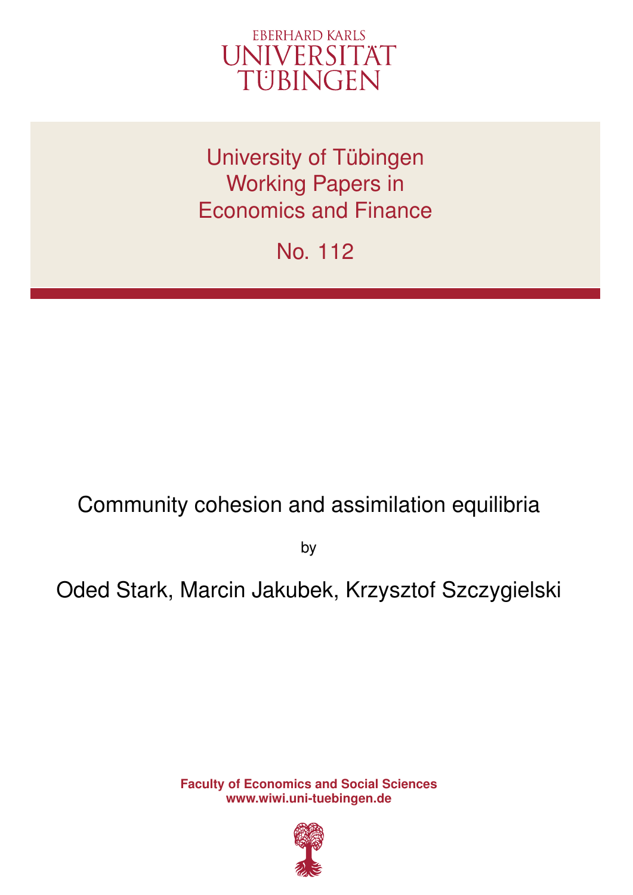EBERHARD KARLS
UNIVERSITÄT
TÜBINGEN

University of Tübingen
Working Papers in
Economics and Finance

No. 112

# Community cohesion and assimilation equilibria

by

Oded Stark, Marcin Jakubek, Krzysztof Szczygielski

**Faculty of Economics and Social Sciences**
**www.wiwi.uni-tuebingen.de**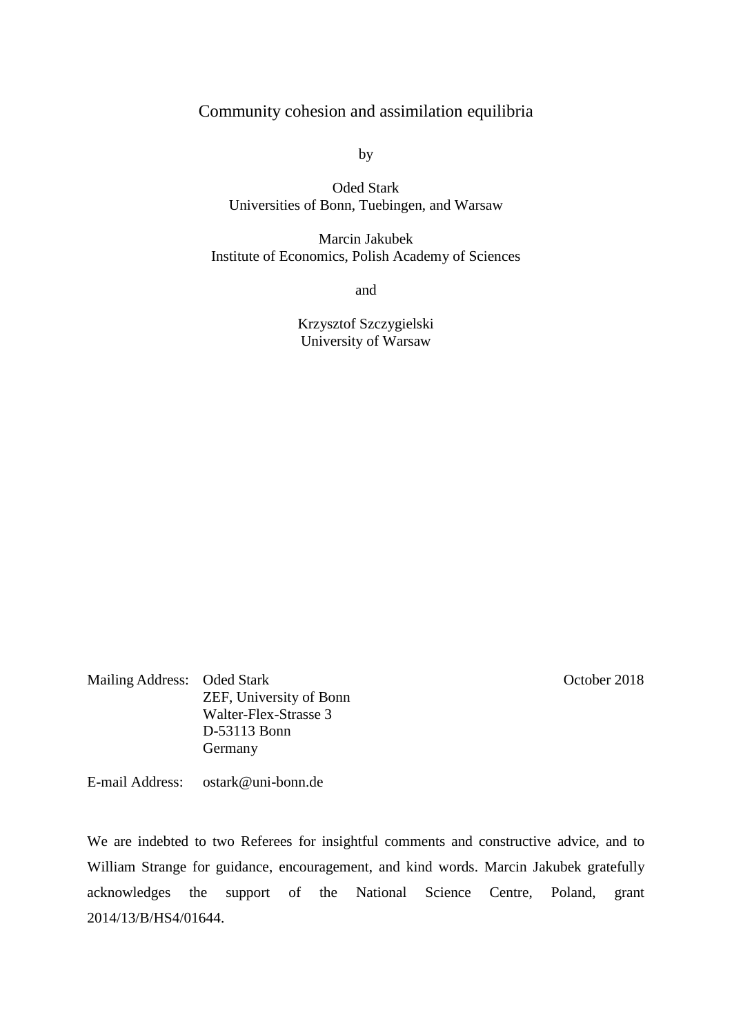# Community cohesion and assimilation equilibria

by

Oded Stark  
Universities of Bonn, Tuebingen, and Warsaw

Marcin Jakubek  
Institute of Economics, Polish Academy of Sciences

and

Krzysztof Szczygielski  
University of Warsaw

Mailing Address: Oded Stark  
ZEF, University of Bonn  
Walter-Flex-Strasse 3  
D-53113 Bonn  
Germany

October 2018

E-mail Address: ostark@uni-bonn.de

We are indebted to two Referees for insightful comments and constructive advice, and to William Strange for guidance, encouragement, and kind words. Marcin Jakubek gratefully acknowledges the support of the National Science Centre, Poland, grant 2014/13/B/HS4/01644.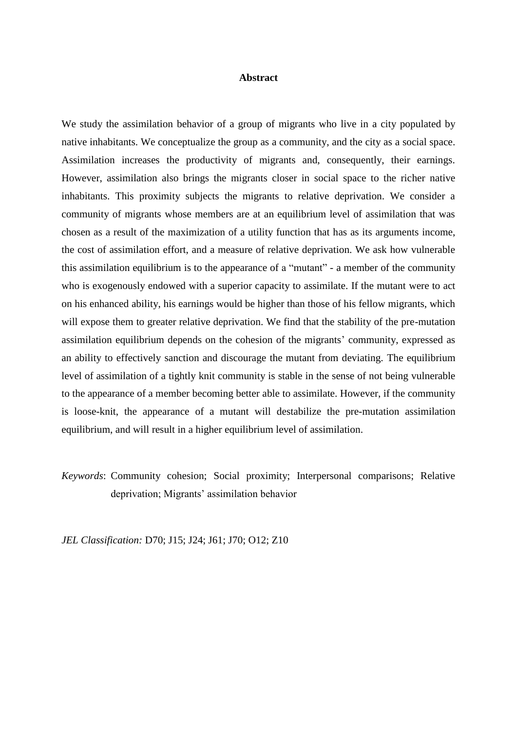## Abstract

We study the assimilation behavior of a group of migrants who live in a city populated by native inhabitants. We conceptualize the group as a community, and the city as a social space. Assimilation increases the productivity of migrants and, consequently, their earnings. However, assimilation also brings the migrants closer in social space to the richer native inhabitants. This proximity subjects the migrants to relative deprivation. We consider a community of migrants whose members are at an equilibrium level of assimilation that was chosen as a result of the maximization of a utility function that has as its arguments income, the cost of assimilation effort, and a measure of relative deprivation. We ask how vulnerable this assimilation equilibrium is to the appearance of a "mutant" - a member of the community who is exogenously endowed with a superior capacity to assimilate. If the mutant were to act on his enhanced ability, his earnings would be higher than those of his fellow migrants, which will expose them to greater relative deprivation. We find that the stability of the pre-mutation assimilation equilibrium depends on the cohesion of the migrants' community, expressed as an ability to effectively sanction and discourage the mutant from deviating. The equilibrium level of assimilation of a tightly knit community is stable in the sense of not being vulnerable to the appearance of a member becoming better able to assimilate. However, if the community is loose-knit, the appearance of a mutant will destabilize the pre-mutation assimilation equilibrium, and will result in a higher equilibrium level of assimilation.

*Keywords*: Community cohesion; Social proximity; Interpersonal comparisons; Relative deprivation; Migrants' assimilation behavior

*JEL Classification:* D70; J15; J24; J61; J70; O12; Z10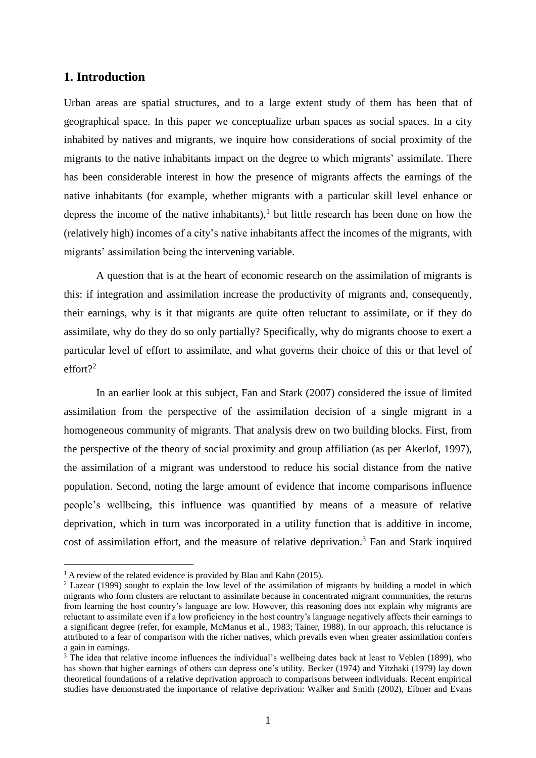## 1. Introduction

Urban areas are spatial structures, and to a large extent study of them has been that of geographical space. In this paper we conceptualize urban spaces as social spaces. In a city inhabited by natives and migrants, we inquire how considerations of social proximity of the migrants to the native inhabitants impact on the degree to which migrants' assimilate. There has been considerable interest in how the presence of migrants affects the earnings of the native inhabitants (for example, whether migrants with a particular skill level enhance or depress the income of the native inhabitants),[1] but little research has been done on how the (relatively high) incomes of a city's native inhabitants affect the incomes of the migrants, with migrants' assimilation being the intervening variable.

A question that is at the heart of economic research on the assimilation of migrants is this: if integration and assimilation increase the productivity of migrants and, consequently, their earnings, why is it that migrants are quite often reluctant to assimilate, or if they do assimilate, why do they do so only partially? Specifically, why do migrants choose to exert a particular level of effort to assimilate, and what governs their choice of this or that level of effort?[2]

In an earlier look at this subject, Fan and Stark (2007) considered the issue of limited assimilation from the perspective of the assimilation decision of a single migrant in a homogeneous community of migrants. That analysis drew on two building blocks. First, from the perspective of the theory of social proximity and group affiliation (as per Akerlof, 1997), the assimilation of a migrant was understood to reduce his social distance from the native population. Second, noting the large amount of evidence that income comparisons influence people's wellbeing, this influence was quantified by means of a measure of relative deprivation, which in turn was incorporated in a utility function that is additive in income, cost of assimilation effort, and the measure of relative deprivation.[3] Fan and Stark inquired

[1] A review of the related evidence is provided by Blau and Kahn (2015).

[2] Lazear (1999) sought to explain the low level of the assimilation of migrants by building a model in which migrants who form clusters are reluctant to assimilate because in concentrated migrant communities, the returns from learning the host country's language are low. However, this reasoning does not explain why migrants are reluctant to assimilate even if a low proficiency in the host country's language negatively affects their earnings to a significant degree (refer, for example, McManus et al., 1983; Tainer, 1988). In our approach, this reluctance is attributed to a fear of comparison with the richer natives, which prevails even when greater assimilation confers a gain in earnings.

[3] The idea that relative income influences the individual's wellbeing dates back at least to Veblen (1899), who has shown that higher earnings of others can depress one's utility. Becker (1974) and Yitzhaki (1979) lay down theoretical foundations of a relative deprivation approach to comparisons between individuals. Recent empirical studies have demonstrated the importance of relative deprivation: Walker and Smith (2002), Eibner and Evans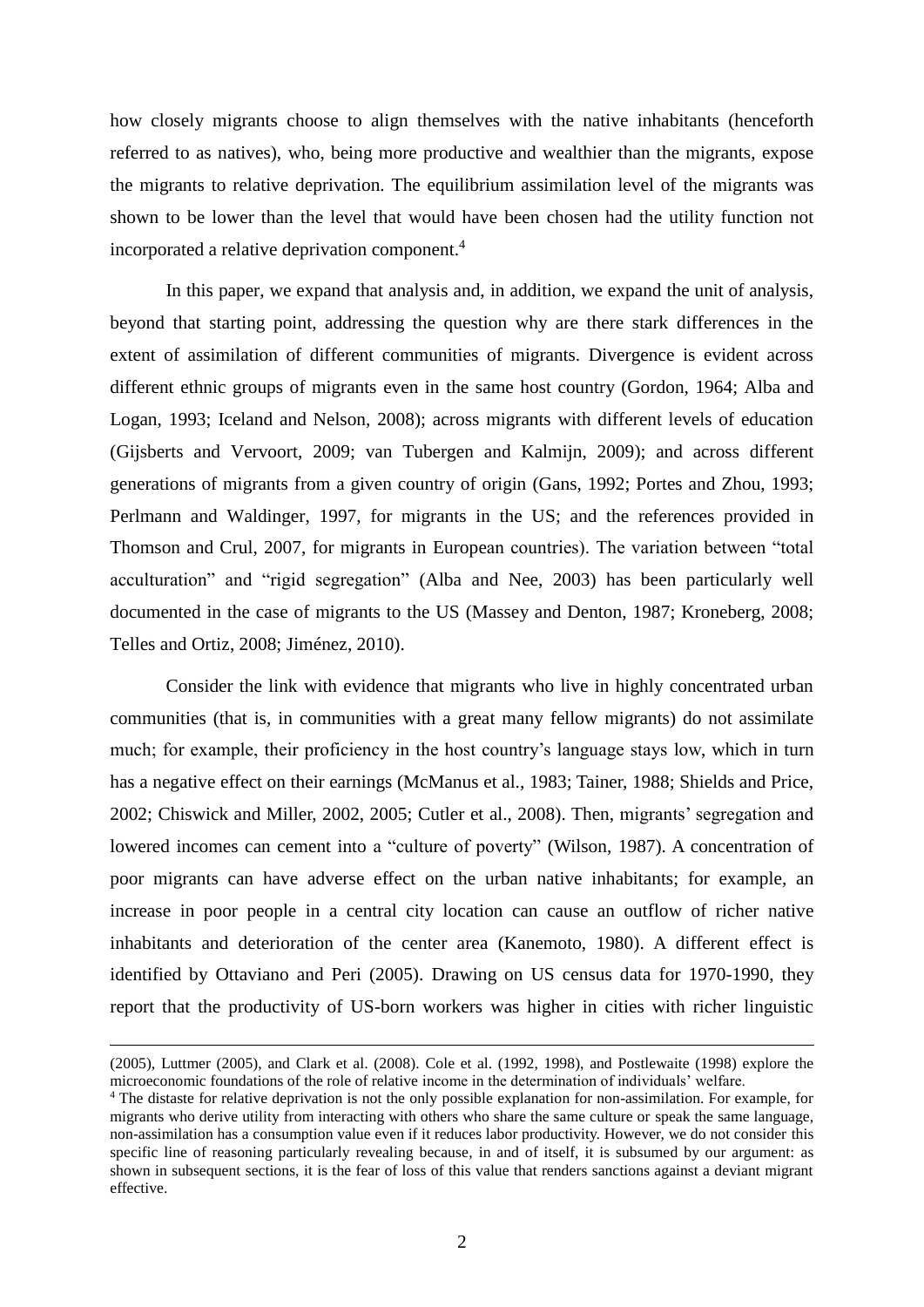how closely migrants choose to align themselves with the native inhabitants (henceforth referred to as natives), who, being more productive and wealthier than the migrants, expose the migrants to relative deprivation. The equilibrium assimilation level of the migrants was shown to be lower than the level that would have been chosen had the utility function not incorporated a relative deprivation component.[4]

In this paper, we expand that analysis and, in addition, we expand the unit of analysis, beyond that starting point, addressing the question why are there stark differences in the extent of assimilation of different communities of migrants. Divergence is evident across different ethnic groups of migrants even in the same host country (Gordon, 1964; Alba and Logan, 1993; Iceland and Nelson, 2008); across migrants with different levels of education (Gijsberts and Vervoort, 2009; van Tubergen and Kalmijn, 2009); and across different generations of migrants from a given country of origin (Gans, 1992; Portes and Zhou, 1993; Perlmann and Waldinger, 1997, for migrants in the US; and the references provided in Thomson and Crul, 2007, for migrants in European countries). The variation between "total acculturation" and "rigid segregation" (Alba and Nee, 2003) has been particularly well documented in the case of migrants to the US (Massey and Denton, 1987; Kroneberg, 2008; Telles and Ortiz, 2008; Jiménez, 2010).

Consider the link with evidence that migrants who live in highly concentrated urban communities (that is, in communities with a great many fellow migrants) do not assimilate much; for example, their proficiency in the host country's language stays low, which in turn has a negative effect on their earnings (McManus et al., 1983; Tainer, 1988; Shields and Price, 2002; Chiswick and Miller, 2002, 2005; Cutler et al., 2008). Then, migrants' segregation and lowered incomes can cement into a "culture of poverty" (Wilson, 1987). A concentration of poor migrants can have adverse effect on the urban native inhabitants; for example, an increase in poor people in a central city location can cause an outflow of richer native inhabitants and deterioration of the center area (Kanemoto, 1980). A different effect is identified by Ottaviano and Peri (2005). Drawing on US census data for 1970-1990, they report that the productivity of US-born workers was higher in cities with richer linguistic

(2005), Luttmer (2005), and Clark et al. (2008). Cole et al. (1992, 1998), and Postlewaite (1998) explore the microeconomic foundations of the role of relative income in the determination of individuals' welfare.

[4] The distaste for relative deprivation is not the only possible explanation for non-assimilation. For example, for migrants who derive utility from interacting with others who share the same culture or speak the same language, non-assimilation has a consumption value even if it reduces labor productivity. However, we do not consider this specific line of reasoning particularly revealing because, in and of itself, it is subsumed by our argument: as shown in subsequent sections, it is the fear of loss of this value that renders sanctions against a deviant migrant effective.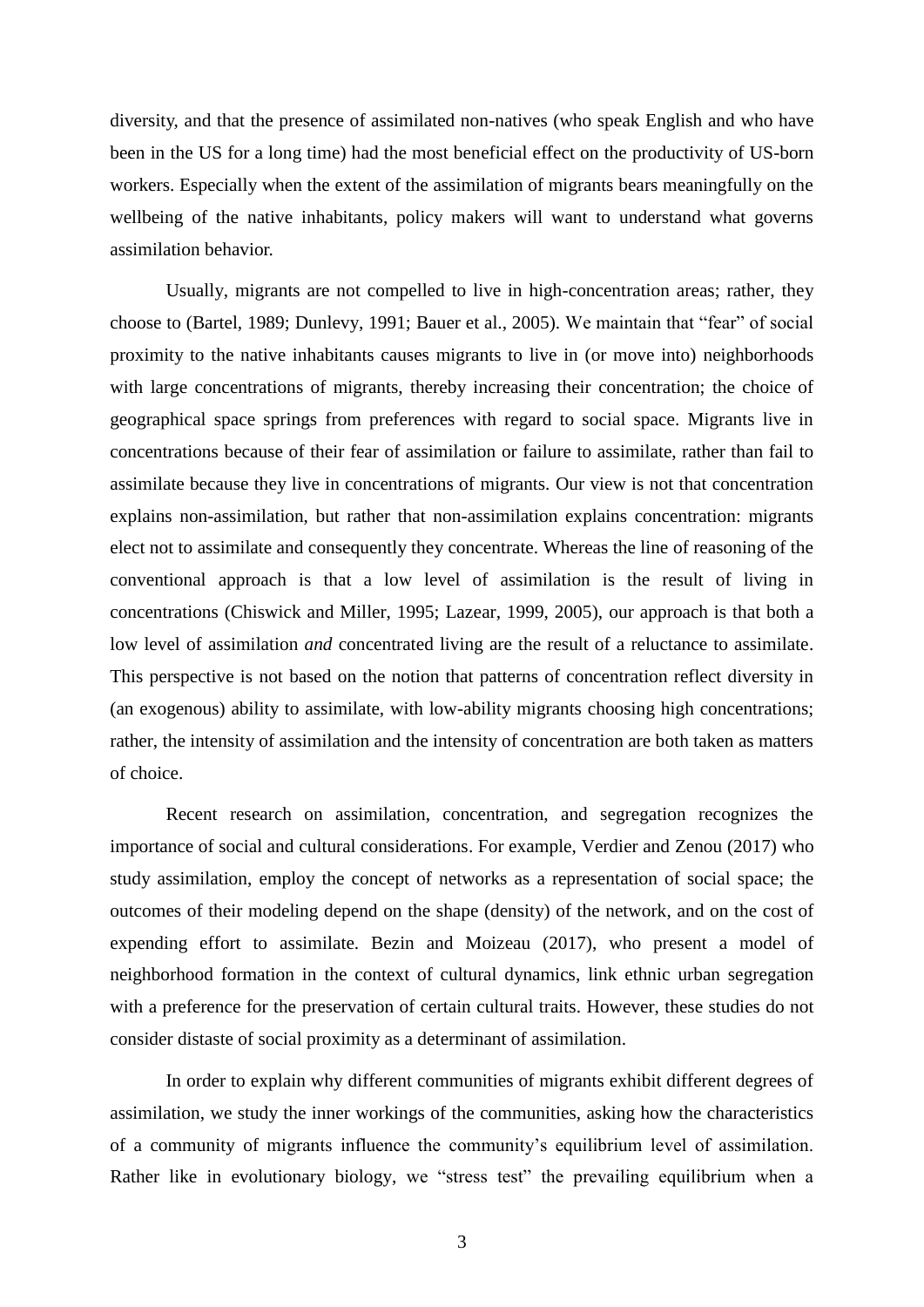diversity, and that the presence of assimilated non-natives (who speak English and who have been in the US for a long time) had the most beneficial effect on the productivity of US-born workers. Especially when the extent of the assimilation of migrants bears meaningfully on the wellbeing of the native inhabitants, policy makers will want to understand what governs assimilation behavior.

Usually, migrants are not compelled to live in high-concentration areas; rather, they choose to (Bartel, 1989; Dunlevy, 1991; Bauer et al., 2005). We maintain that "fear" of social proximity to the native inhabitants causes migrants to live in (or move into) neighborhoods with large concentrations of migrants, thereby increasing their concentration; the choice of geographical space springs from preferences with regard to social space. Migrants live in concentrations because of their fear of assimilation or failure to assimilate, rather than fail to assimilate because they live in concentrations of migrants. Our view is not that concentration explains non-assimilation, but rather that non-assimilation explains concentration: migrants elect not to assimilate and consequently they concentrate. Whereas the line of reasoning of the conventional approach is that a low level of assimilation is the result of living in concentrations (Chiswick and Miller, 1995; Lazear, 1999, 2005), our approach is that both a low level of assimilation *and* concentrated living are the result of a reluctance to assimilate. This perspective is not based on the notion that patterns of concentration reflect diversity in (an exogenous) ability to assimilate, with low-ability migrants choosing high concentrations; rather, the intensity of assimilation and the intensity of concentration are both taken as matters of choice.

Recent research on assimilation, concentration, and segregation recognizes the importance of social and cultural considerations. For example, Verdier and Zenou (2017) who study assimilation, employ the concept of networks as a representation of social space; the outcomes of their modeling depend on the shape (density) of the network, and on the cost of expending effort to assimilate. Bezin and Moizeau (2017), who present a model of neighborhood formation in the context of cultural dynamics, link ethnic urban segregation with a preference for the preservation of certain cultural traits. However, these studies do not consider distaste of social proximity as a determinant of assimilation.

In order to explain why different communities of migrants exhibit different degrees of assimilation, we study the inner workings of the communities, asking how the characteristics of a community of migrants influence the community's equilibrium level of assimilation. Rather like in evolutionary biology, we "stress test" the prevailing equilibrium when a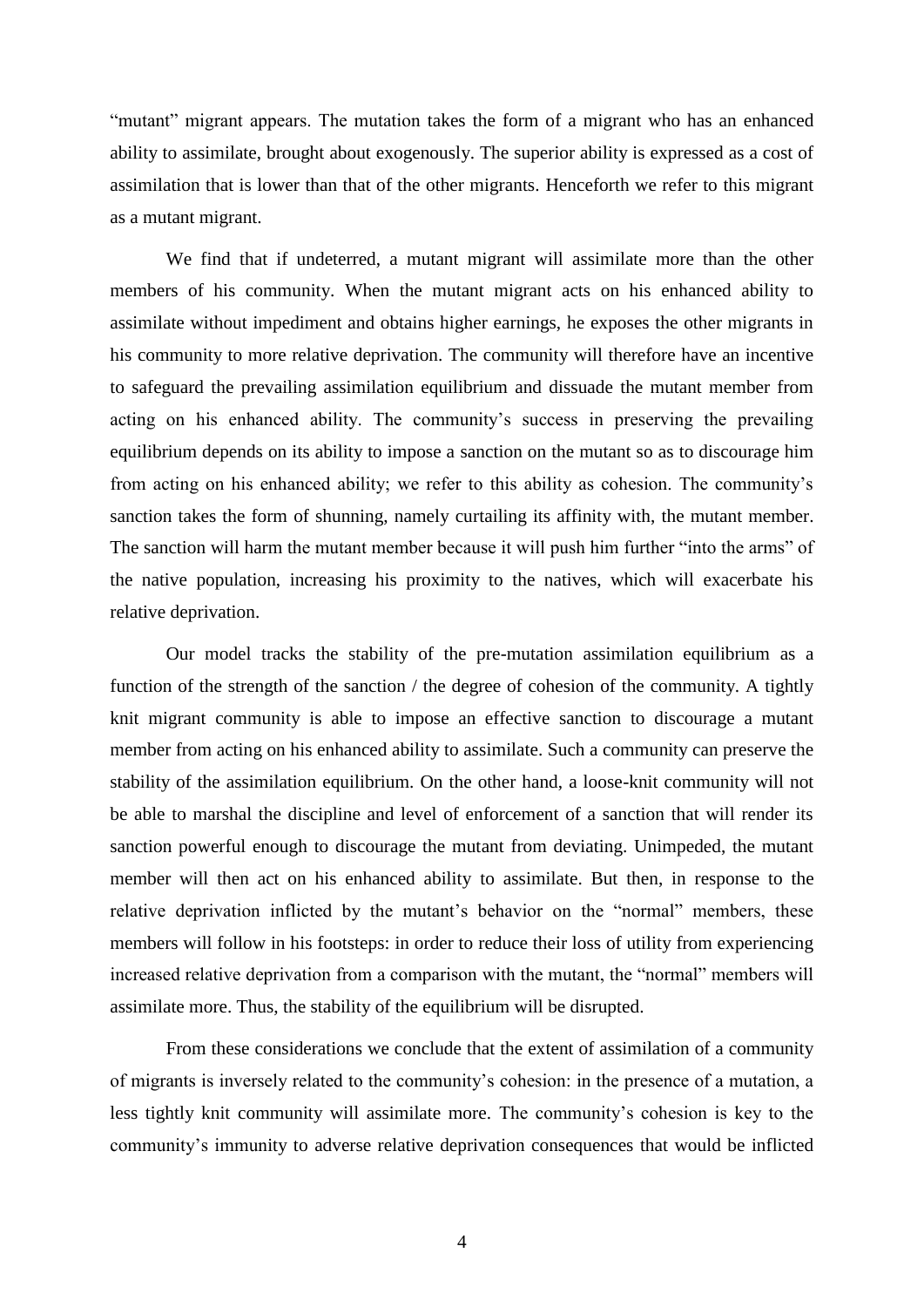"mutant" migrant appears. The mutation takes the form of a migrant who has an enhanced ability to assimilate, brought about exogenously. The superior ability is expressed as a cost of assimilation that is lower than that of the other migrants. Henceforth we refer to this migrant as a mutant migrant.

We find that if undeterred, a mutant migrant will assimilate more than the other members of his community. When the mutant migrant acts on his enhanced ability to assimilate without impediment and obtains higher earnings, he exposes the other migrants in his community to more relative deprivation. The community will therefore have an incentive to safeguard the prevailing assimilation equilibrium and dissuade the mutant member from acting on his enhanced ability. The community's success in preserving the prevailing equilibrium depends on its ability to impose a sanction on the mutant so as to discourage him from acting on his enhanced ability; we refer to this ability as cohesion. The community's sanction takes the form of shunning, namely curtailing its affinity with, the mutant member. The sanction will harm the mutant member because it will push him further "into the arms" of the native population, increasing his proximity to the natives, which will exacerbate his relative deprivation.

Our model tracks the stability of the pre-mutation assimilation equilibrium as a function of the strength of the sanction / the degree of cohesion of the community. A tightly knit migrant community is able to impose an effective sanction to discourage a mutant member from acting on his enhanced ability to assimilate. Such a community can preserve the stability of the assimilation equilibrium. On the other hand, a loose-knit community will not be able to marshal the discipline and level of enforcement of a sanction that will render its sanction powerful enough to discourage the mutant from deviating. Unimpeded, the mutant member will then act on his enhanced ability to assimilate. But then, in response to the relative deprivation inflicted by the mutant's behavior on the "normal" members, these members will follow in his footsteps: in order to reduce their loss of utility from experiencing increased relative deprivation from a comparison with the mutant, the "normal" members will assimilate more. Thus, the stability of the equilibrium will be disrupted.

From these considerations we conclude that the extent of assimilation of a community of migrants is inversely related to the community's cohesion: in the presence of a mutation, a less tightly knit community will assimilate more. The community's cohesion is key to the community's immunity to adverse relative deprivation consequences that would be inflicted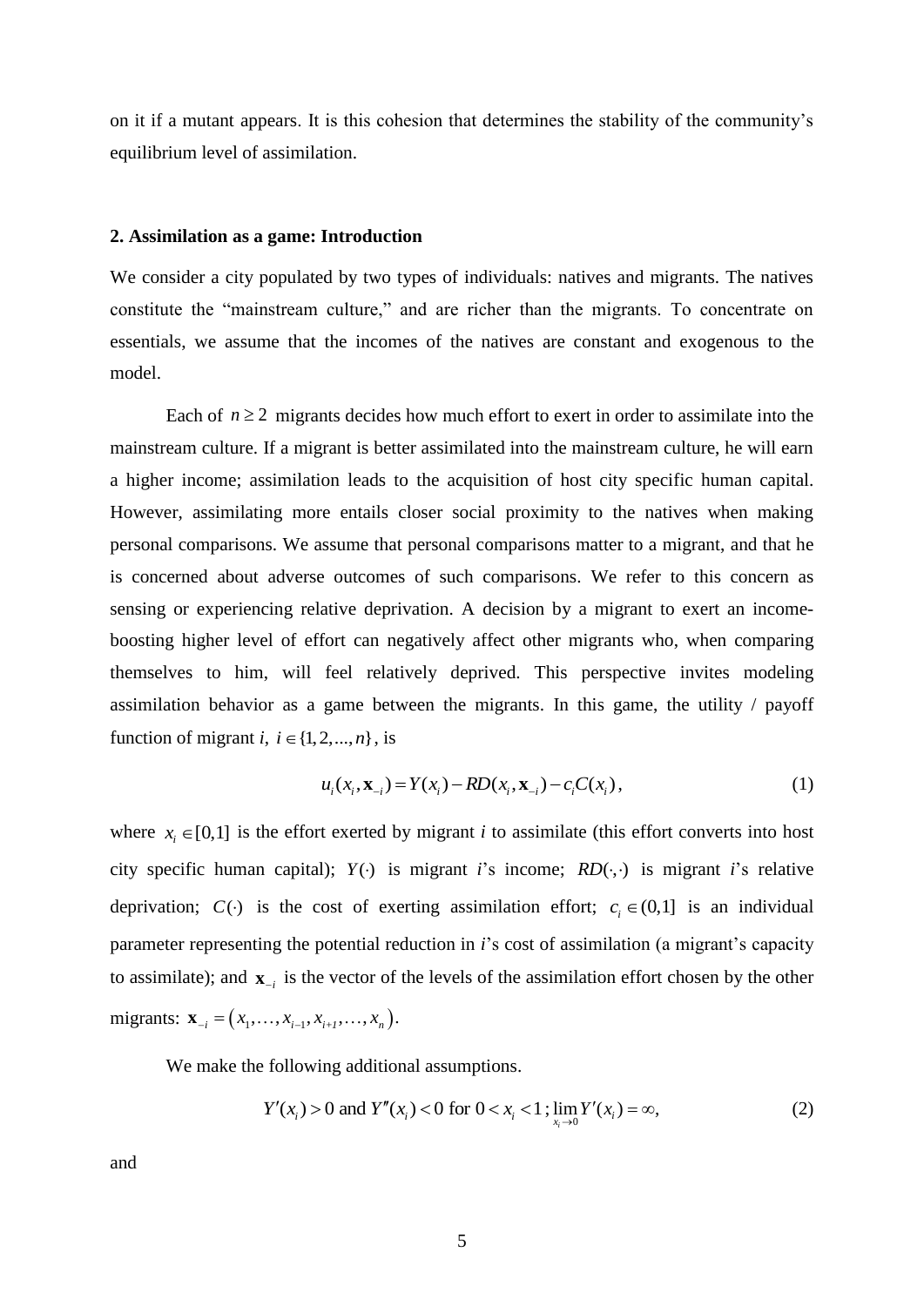on it if a mutant appears. It is this cohesion that determines the stability of the community's equilibrium level of assimilation.

## 2. Assimilation as a game: Introduction

We consider a city populated by two types of individuals: natives and migrants. The natives constitute the "mainstream culture," and are richer than the migrants. To concentrate on essentials, we assume that the incomes of the natives are constant and exogenous to the model.

Each of $n \geq 2$ migrants decides how much effort to exert in order to assimilate into the mainstream culture. If a migrant is better assimilated into the mainstream culture, he will earn a higher income; assimilation leads to the acquisition of host city specific human capital. However, assimilating more entails closer social proximity to the natives when making personal comparisons. We assume that personal comparisons matter to a migrant, and that he is concerned about adverse outcomes of such comparisons. We refer to this concern as sensing or experiencing relative deprivation. A decision by a migrant to exert an income-boosting higher level of effort can negatively affect other migrants who, when comparing themselves to him, will feel relatively deprived. This perspective invites modeling assimilation behavior as a game between the migrants. In this game, the utility / payoff function of migrant *i*, $i \in \{1, 2, ..., n\}$, is

$$u_i(x_i, \mathbf{x}_{-i}) = Y(x_i) - RD(x_i, \mathbf{x}_{-i}) - c_i C(x_i), \tag{1}$$

where $x_i \in [0,1]$ is the effort exerted by migrant *i* to assimilate (this effort converts into host city specific human capital); $Y(\cdot)$ is migrant *i*'s income; $RD(\cdot,\cdot)$ is migrant *i*'s relative deprivation; $C(\cdot)$ is the cost of exerting assimilation effort; $c_i \in (0,1]$ is an individual parameter representing the potential reduction in *i*'s cost of assimilation (a migrant's capacity to assimilate); and $\mathbf{x}_{-i}$ is the vector of the levels of the assimilation effort chosen by the other migrants: $\mathbf{x}_{-i} = (x_1, \ldots, x_{i-1}, x_{i+1}, \ldots, x_n)$.

We make the following additional assumptions.

$$Y'(x_i) > 0 \text{ and } Y''(x_i) < 0 \text{ for } 0 < x_i < 1\,; \lim_{x_i \to 0} Y'(x_i) = \infty, \tag{2}$$

and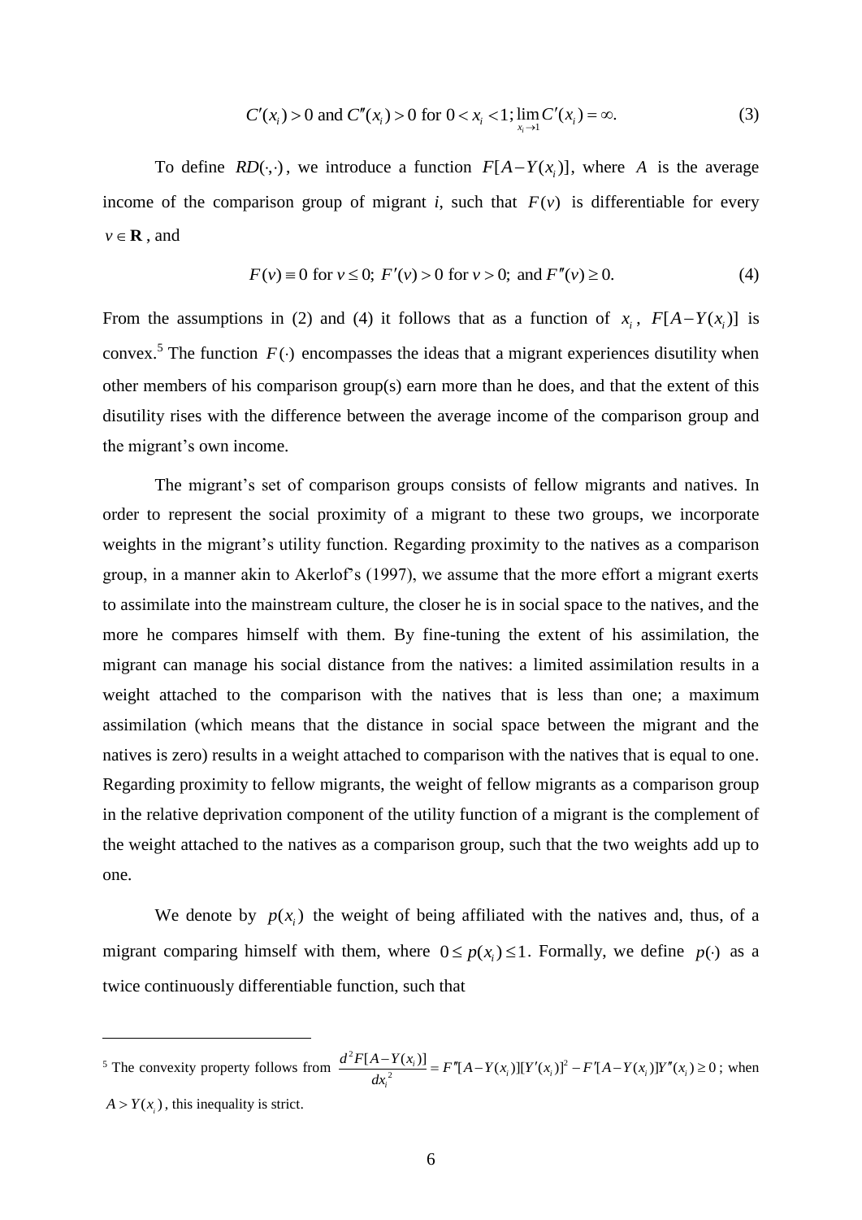$$C'(x_i) > 0 \text{ and } C''(x_i) > 0 \text{ for } 0 < x_i < 1; \lim_{x_i \to 1} C'(x_i) = \infty. \tag{3}$$

To define $RD(\cdot,\cdot)$, we introduce a function $F[A - Y(x_i)]$, where $A$ is the average income of the comparison group of migrant *i*, such that $F(v)$ is differentiable for every $v \in \mathbf{R}$, and

$$F(v) \equiv 0 \text{ for } v \leq 0; \; F'(v) > 0 \text{ for } v > 0; \text{ and } F''(v) \geq 0. \tag{4}$$

From the assumptions in (2) and (4) it follows that as a function of $x_i$, $F[A - Y(x_i)]$ is convex.[5] The function $F(\cdot)$ encompasses the ideas that a migrant experiences disutility when other members of his comparison group(s) earn more than he does, and that the extent of this disutility rises with the difference between the average income of the comparison group and the migrant's own income.

The migrant's set of comparison groups consists of fellow migrants and natives. In order to represent the social proximity of a migrant to these two groups, we incorporate weights in the migrant's utility function. Regarding proximity to the natives as a comparison group, in a manner akin to Akerlof's (1997), we assume that the more effort a migrant exerts to assimilate into the mainstream culture, the closer he is in social space to the natives, and the more he compares himself with them. By fine-tuning the extent of his assimilation, the migrant can manage his social distance from the natives: a limited assimilation results in a weight attached to the comparison with the natives that is less than one; a maximum assimilation (which means that the distance in social space between the migrant and the natives is zero) results in a weight attached to comparison with the natives that is equal to one. Regarding proximity to fellow migrants, the weight of fellow migrants as a comparison group in the relative deprivation component of the utility function of a migrant is the complement of the weight attached to the natives as a comparison group, such that the two weights add up to one.

We denote by $p(x_i)$ the weight of being affiliated with the natives and, thus, of a migrant comparing himself with them, where $0 \leq p(x_i) \leq 1$. Formally, we define $p(\cdot)$ as a twice continuously differentiable function, such that

---

[5] The convexity property follows from $\dfrac{d^2 F[A - Y(x_i)]}{dx_i^2} = F''[A - Y(x_i)][Y'(x_i)]^2 - F'[A - Y(x_i)]Y''(x_i) \geq 0$; when $A > Y(x_i)$, this inequality is strict.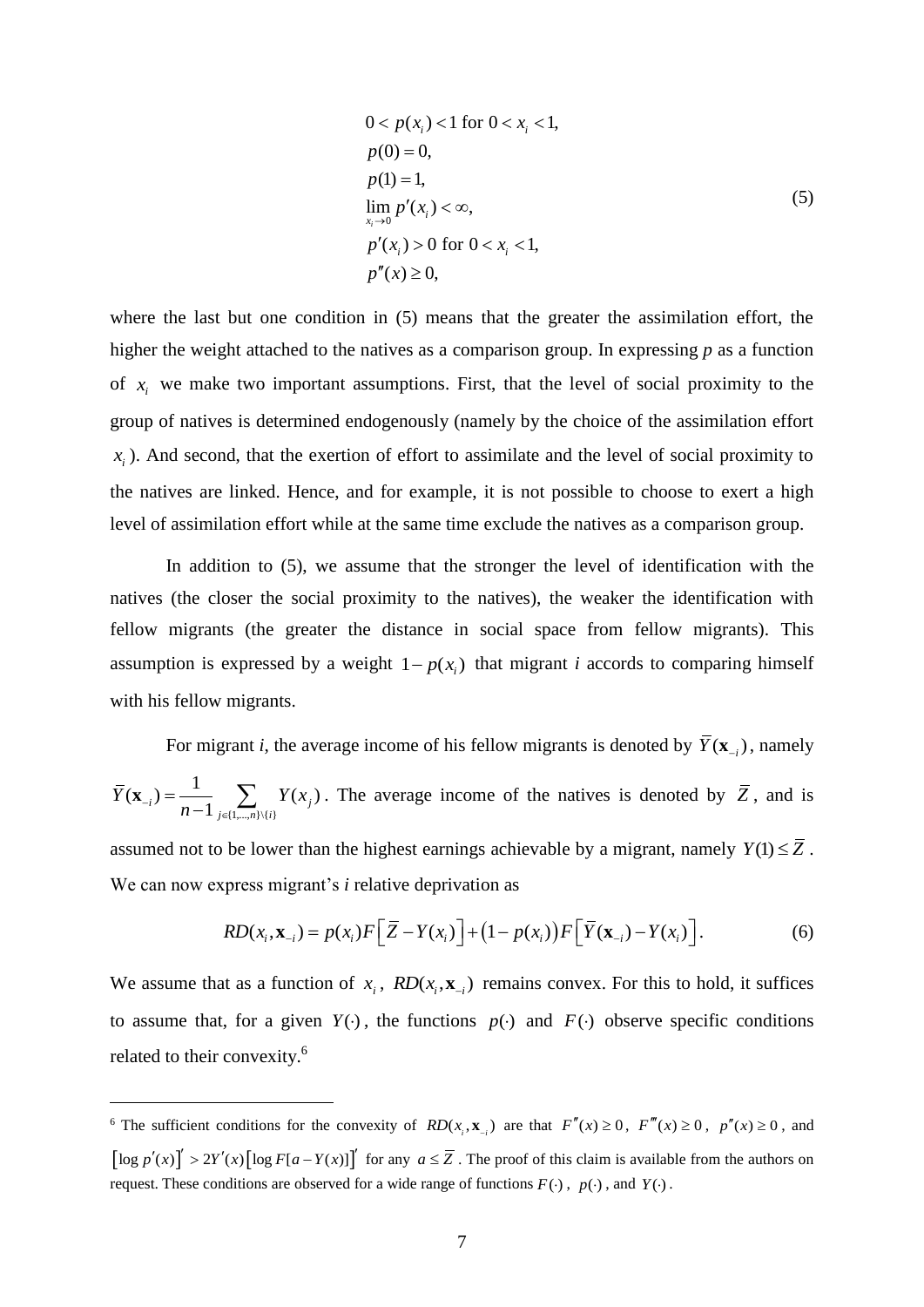$$
\begin{aligned}
&0 < p(x_i) < 1 \text{ for } 0 < x_i < 1,\\
&p(0) = 0,\\
&p(1) = 1,\\
&\lim_{x_i \to 0} p'(x_i) < \infty,\\
&p'(x_i) > 0 \text{ for } 0 < x_i < 1,\\
&p''(x) \geq 0,
\end{aligned}
\tag{5}
$$

where the last but one condition in (5) means that the greater the assimilation effort, the higher the weight attached to the natives as a comparison group. In expressing $p$ as a function of $x_i$ we make two important assumptions. First, that the level of social proximity to the group of natives is determined endogenously (namely by the choice of the assimilation effort $x_i$). And second, that the exertion of effort to assimilate and the level of social proximity to the natives are linked. Hence, and for example, it is not possible to choose to exert a high level of assimilation effort while at the same time exclude the natives as a comparison group.

In addition to (5), we assume that the stronger the level of identification with the natives (the closer the social proximity to the natives), the weaker the identification with fellow migrants (the greater the distance in social space from fellow migrants). This assumption is expressed by a weight $1-p(x_i)$ that migrant $i$ accords to comparing himself with his fellow migrants.

For migrant $i$, the average income of his fellow migrants is denoted by $\bar{Y}(\mathbf{x}_{-i})$, namely $\bar{Y}(\mathbf{x}_{-i}) = \frac{1}{n-1}\sum_{j\in\{1,\ldots,n\}\setminus\{i\}} Y(x_j)$. The average income of the natives is denoted by $\bar{Z}$, and is assumed not to be lower than the highest earnings achievable by a migrant, namely $Y(1) \leq \bar{Z}$. We can now express migrant's $i$ relative deprivation as

$$
RD(x_i, \mathbf{x}_{-i}) = p(x_i)F\left[\bar{Z} - Y(x_i)\right] + \left(1-p(x_i)\right)F\left[\bar{Y}(\mathbf{x}_{-i}) - Y(x_i)\right]. \tag{6}
$$

We assume that as a function of $x_i$, $RD(x_i, \mathbf{x}_{-i})$ remains convex. For this to hold, it suffices to assume that, for a given $Y(\cdot)$, the functions $p(\cdot)$ and $F(\cdot)$ observe specific conditions related to their convexity.[6]

---

[6] The sufficient conditions for the convexity of $RD(x_i, \mathbf{x}_{-i})$ are that $F''(x) \geq 0$, $F'''(x) \geq 0$, $p''(x) \geq 0$, and $\left[\log p'(x)\right]' > 2Y'(x)\left[\log F[a - Y(x)]\right]'$ for any $a \leq \bar{Z}$. The proof of this claim is available from the authors on request. These conditions are observed for a wide range of functions $F(\cdot)$, $p(\cdot)$, and $Y(\cdot)$.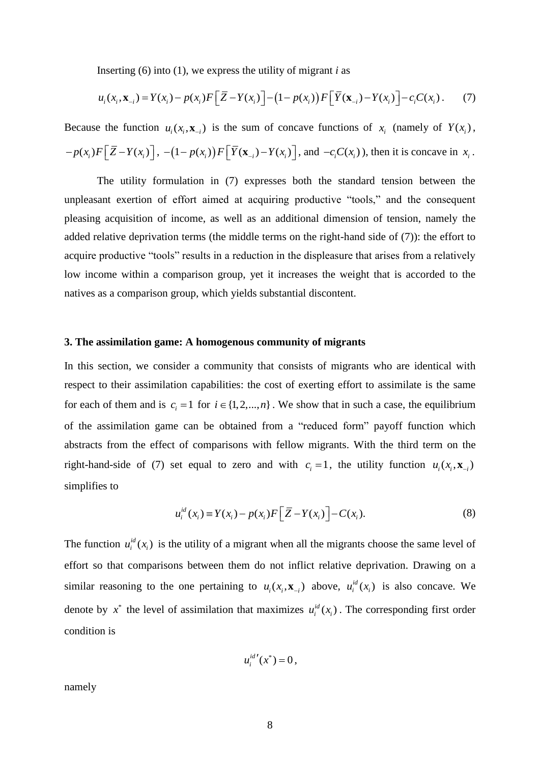Inserting (6) into (1), we express the utility of migrant *i* as

$$u_i(x_i, \mathbf{x}_{-i}) = Y(x_i) - p(x_i) F\left[\bar{Z} - Y(x_i)\right] - \left(1 - p(x_i)\right) F\left[\bar{Y}(\mathbf{x}_{-i}) - Y(x_i)\right] - c_i C(x_i). \qquad (7)$$

Because the function $u_i(x_i, \mathbf{x}_{-i})$ is the sum of concave functions of $x_i$ (namely of $Y(x_i)$, $-p(x_i)F\left[\bar{Z} - Y(x_i)\right]$, $-\left(1-p(x_i)\right)F\left[\bar{Y}(\mathbf{x}_{-i}) - Y(x_i)\right]$, and $-c_i C(x_i)$), then it is concave in $x_i$.

The utility formulation in (7) expresses both the standard tension between the unpleasant exertion of effort aimed at acquiring productive "tools," and the consequent pleasing acquisition of income, as well as an additional dimension of tension, namely the added relative deprivation terms (the middle terms on the right-hand side of (7)): the effort to acquire productive "tools" results in a reduction in the displeasure that arises from a relatively low income within a comparison group, yet it increases the weight that is accorded to the natives as a comparison group, which yields substantial discontent.

## 3. The assimilation game: A homogenous community of migrants

In this section, we consider a community that consists of migrants who are identical with respect to their assimilation capabilities: the cost of exerting effort to assimilate is the same for each of them and is $c_i = 1$ for $i \in \{1, 2, ..., n\}$. We show that in such a case, the equilibrium of the assimilation game can be obtained from a "reduced form" payoff function which abstracts from the effect of comparisons with fellow migrants. With the third term on the right-hand-side of (7) set equal to zero and with $c_i = 1$, the utility function $u_i(x_i, \mathbf{x}_{-i})$ simplifies to

$$u_i^{id}(x_i) \equiv Y(x_i) - p(x_i) F\left[\bar{Z} - Y(x_i)\right] - C(x_i). \qquad (8)$$

The function $u_i^{id}(x_i)$ is the utility of a migrant when all the migrants choose the same level of effort so that comparisons between them do not inflict relative deprivation. Drawing on a similar reasoning to the one pertaining to $u_i(x_i, \mathbf{x}_{-i})$ above, $u_i^{id}(x_i)$ is also concave. We denote by $x^*$ the level of assimilation that maximizes $u_i^{id}(x_i)$. The corresponding first order condition is

$$u_i^{id\prime}(x^*) = 0,$$

namely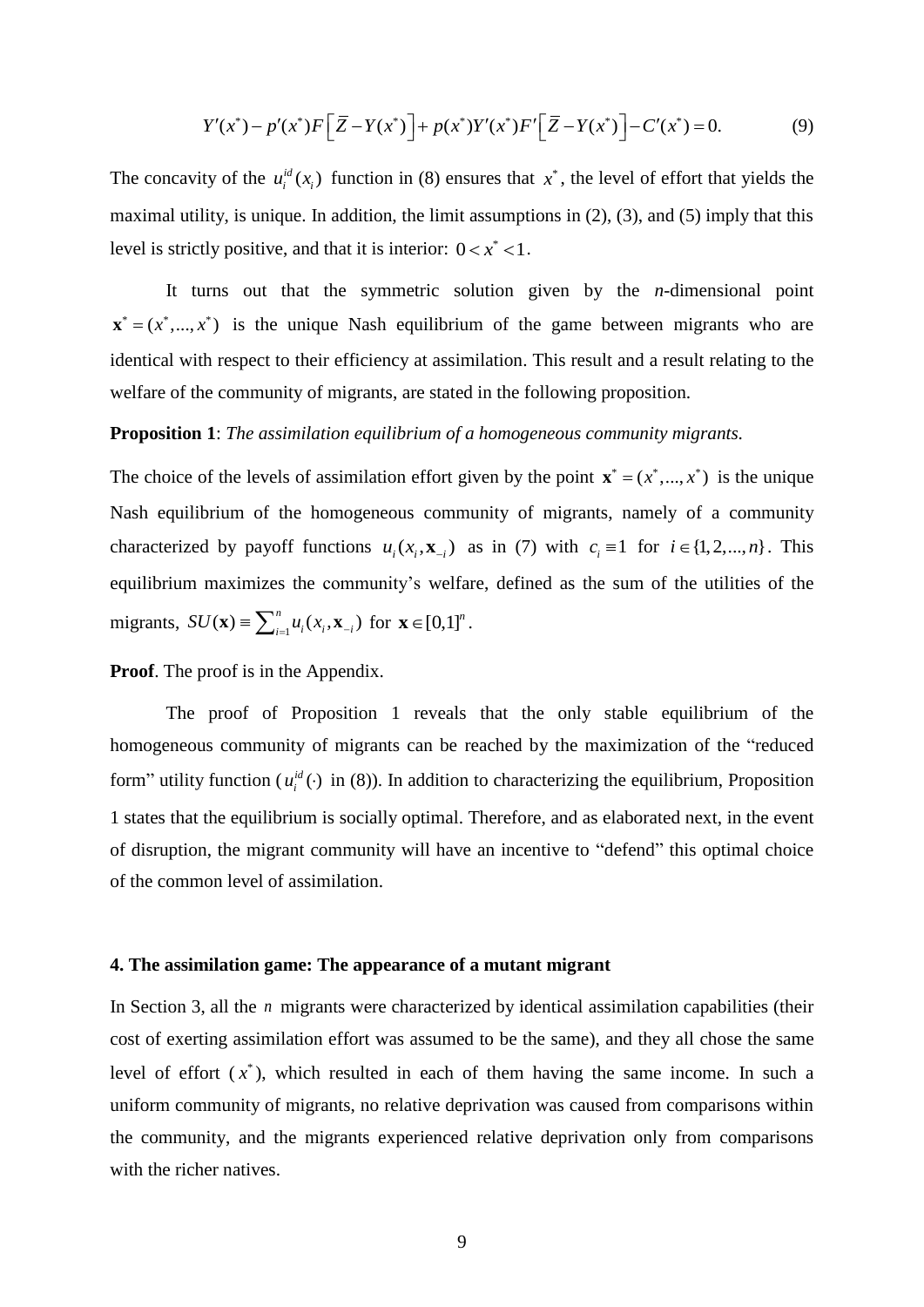$$Y'(x^*) - p'(x^*)F\left[\bar{Z} - Y(x^*)\right] + p(x^*)Y'(x^*)F'\left[\bar{Z} - Y(x^*)\right] - C'(x^*) = 0. \tag{9}$$

The concavity of the $u_i^{id}(x_i)$ function in (8) ensures that $x^*$, the level of effort that yields the maximal utility, is unique. In addition, the limit assumptions in (2), (3), and (5) imply that this level is strictly positive, and that it is interior: $0 < x^* < 1$.

It turns out that the symmetric solution given by the $n$-dimensional point $\mathbf{x}^* = (x^*,...,x^*)$ is the unique Nash equilibrium of the game between migrants who are identical with respect to their efficiency at assimilation. This result and a result relating to the welfare of the community of migrants, are stated in the following proposition.

**Proposition 1**: *The assimilation equilibrium of a homogeneous community migrants.*

The choice of the levels of assimilation effort given by the point $\mathbf{x}^* = (x^*,...,x^*)$ is the unique Nash equilibrium of the homogeneous community of migrants, namely of a community characterized by payoff functions $u_i(x_i, \mathbf{x}_{-i})$ as in (7) with $c_i \equiv 1$ for $i \in \{1,2,...,n\}$. This equilibrium maximizes the community's welfare, defined as the sum of the utilities of the migrants, $SU(\mathbf{x}) \equiv \sum_{i=1}^{n} u_i(x_i, \mathbf{x}_{-i})$ for $\mathbf{x} \in [0,1]^n$.

**Proof**. The proof is in the Appendix.

The proof of Proposition 1 reveals that the only stable equilibrium of the homogeneous community of migrants can be reached by the maximization of the "reduced form" utility function ($u_i^{id}(\cdot)$ in (8)). In addition to characterizing the equilibrium, Proposition 1 states that the equilibrium is socially optimal. Therefore, and as elaborated next, in the event of disruption, the migrant community will have an incentive to "defend" this optimal choice of the common level of assimilation.

### 4. The assimilation game: The appearance of a mutant migrant

In Section 3, all the $n$ migrants were characterized by identical assimilation capabilities (their cost of exerting assimilation effort was assumed to be the same), and they all chose the same level of effort ($x^*$), which resulted in each of them having the same income. In such a uniform community of migrants, no relative deprivation was caused from comparisons within the community, and the migrants experienced relative deprivation only from comparisons with the richer natives.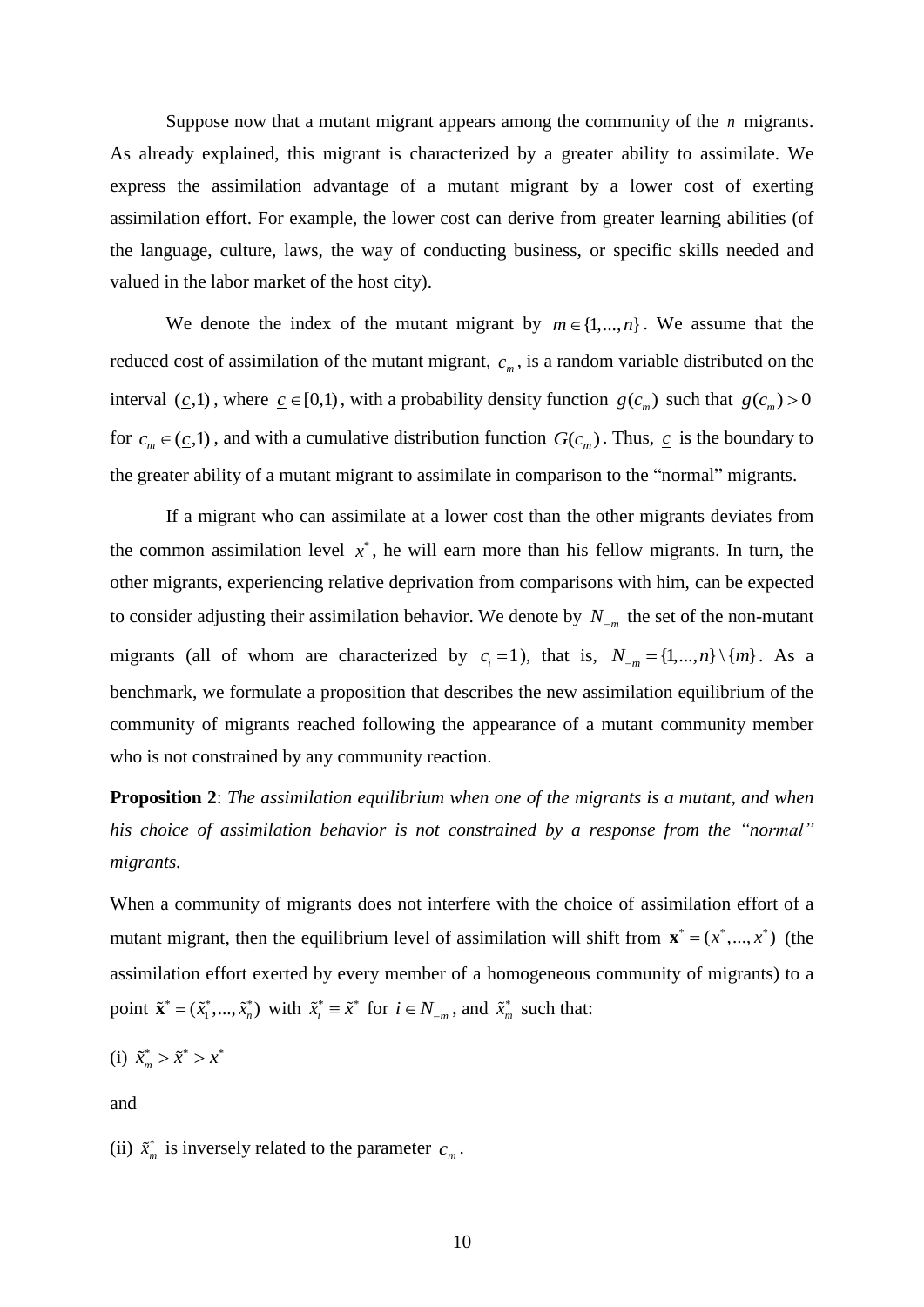Suppose now that a mutant migrant appears among the community of the $n$ migrants. As already explained, this migrant is characterized by a greater ability to assimilate. We express the assimilation advantage of a mutant migrant by a lower cost of exerting assimilation effort. For example, the lower cost can derive from greater learning abilities (of the language, culture, laws, the way of conducting business, or specific skills needed and valued in the labor market of the host city).

We denote the index of the mutant migrant by $m \in \{1,...,n\}$. We assume that the reduced cost of assimilation of the mutant migrant, $c_m$, is a random variable distributed on the interval $(\underline{c},1)$, where $\underline{c} \in [0,1)$, with a probability density function $g(c_m)$ such that $g(c_m) > 0$ for $c_m \in (\underline{c},1)$, and with a cumulative distribution function $G(c_m)$. Thus, $\underline{c}$ is the boundary to the greater ability of a mutant migrant to assimilate in comparison to the "normal" migrants.

If a migrant who can assimilate at a lower cost than the other migrants deviates from the common assimilation level $x^*$, he will earn more than his fellow migrants. In turn, the other migrants, experiencing relative deprivation from comparisons with him, can be expected to consider adjusting their assimilation behavior. We denote by $N_{-m}$ the set of the non-mutant migrants (all of whom are characterized by $c_i = 1$), that is, $N_{-m} = \{1,...,n\} \setminus \{m\}$. As a benchmark, we formulate a proposition that describes the new assimilation equilibrium of the community of migrants reached following the appearance of a mutant community member who is not constrained by any community reaction.

**Proposition 2**: *The assimilation equilibrium when one of the migrants is a mutant, and when his choice of assimilation behavior is not constrained by a response from the "normal" migrants.*

When a community of migrants does not interfere with the choice of assimilation effort of a mutant migrant, then the equilibrium level of assimilation will shift from $\mathbf{x}^* = (x^*,...,x^*)$ (the assimilation effort exerted by every member of a homogeneous community of migrants) to a point $\tilde{\mathbf{x}}^* = (\tilde{x}_1^*,...,\tilde{x}_n^*)$ with $\tilde{x}_i^* \equiv \tilde{x}^*$ for $i \in N_{-m}$, and $\tilde{x}_m^*$ such that:

(i) $\tilde{x}_m^* > \tilde{x}^* > x^*$

and

(ii) $\tilde{x}_m^*$ is inversely related to the parameter $c_m$.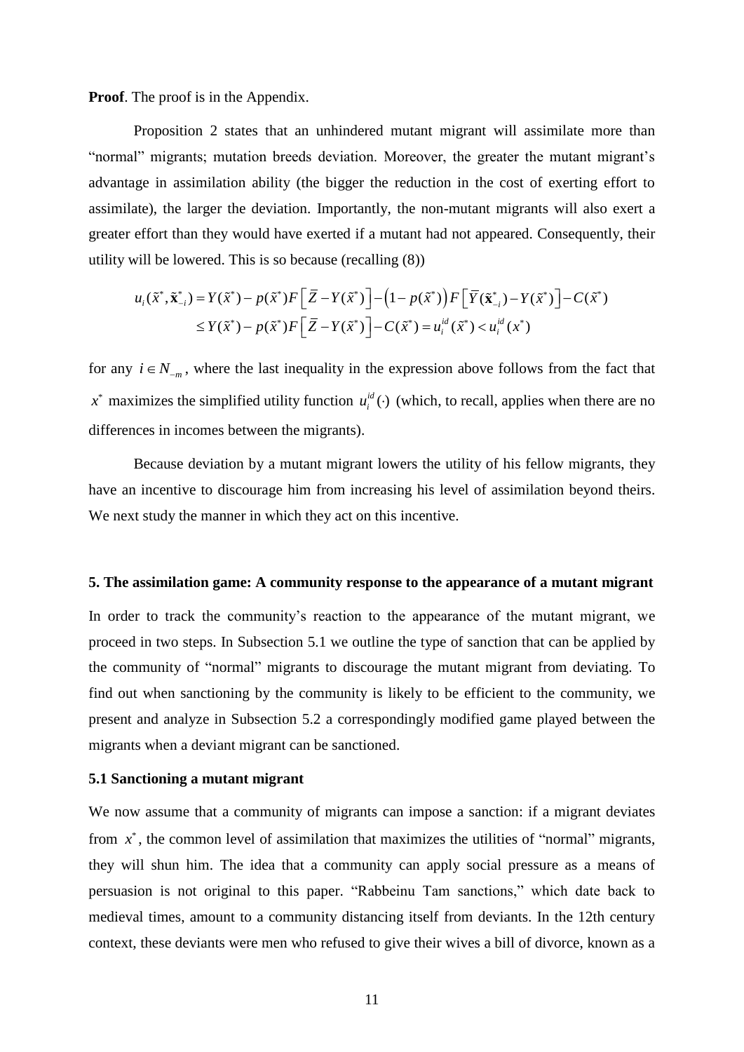**Proof**. The proof is in the Appendix.

Proposition 2 states that an unhindered mutant migrant will assimilate more than "normal" migrants; mutation breeds deviation. Moreover, the greater the mutant migrant's advantage in assimilation ability (the bigger the reduction in the cost of exerting effort to assimilate), the larger the deviation. Importantly, the non-mutant migrants will also exert a greater effort than they would have exerted if a mutant had not appeared. Consequently, their utility will be lowered. This is so because (recalling (8))

$$
\begin{aligned}
u_i(\tilde{x}^*, \tilde{\mathbf{x}}^*_{-i}) &= Y(\tilde{x}^*) - p(\tilde{x}^*)F\left[\bar{Z} - Y(\tilde{x}^*)\right] - \left(1 - p(\tilde{x}^*)\right)F\left[\bar{Y}(\tilde{\mathbf{x}}^*_{-i}) - Y(\tilde{x}^*)\right] - C(\tilde{x}^*) \\
&\leq Y(\tilde{x}^*) - p(\tilde{x}^*)F\left[\bar{Z} - Y(\tilde{x}^*)\right] - C(\tilde{x}^*) = u_i^{id}(\tilde{x}^*) < u_i^{id}(x^*)
\end{aligned}
$$

for any $i \in N_{-m}$, where the last inequality in the expression above follows from the fact that $x^*$ maximizes the simplified utility function $u_i^{id}(\cdot)$ (which, to recall, applies when there are no differences in incomes between the migrants).

Because deviation by a mutant migrant lowers the utility of his fellow migrants, they have an incentive to discourage him from increasing his level of assimilation beyond theirs. We next study the manner in which they act on this incentive.

## 5. The assimilation game: A community response to the appearance of a mutant migrant

In order to track the community's reaction to the appearance of the mutant migrant, we proceed in two steps. In Subsection 5.1 we outline the type of sanction that can be applied by the community of "normal" migrants to discourage the mutant migrant from deviating. To find out when sanctioning by the community is likely to be efficient to the community, we present and analyze in Subsection 5.2 a correspondingly modified game played between the migrants when a deviant migrant can be sanctioned.

### 5.1 Sanctioning a mutant migrant

We now assume that a community of migrants can impose a sanction: if a migrant deviates from $x^*$, the common level of assimilation that maximizes the utilities of "normal" migrants, they will shun him. The idea that a community can apply social pressure as a means of persuasion is not original to this paper. "Rabbeinu Tam sanctions," which date back to medieval times, amount to a community distancing itself from deviants. In the 12th century context, these deviants were men who refused to give their wives a bill of divorce, known as a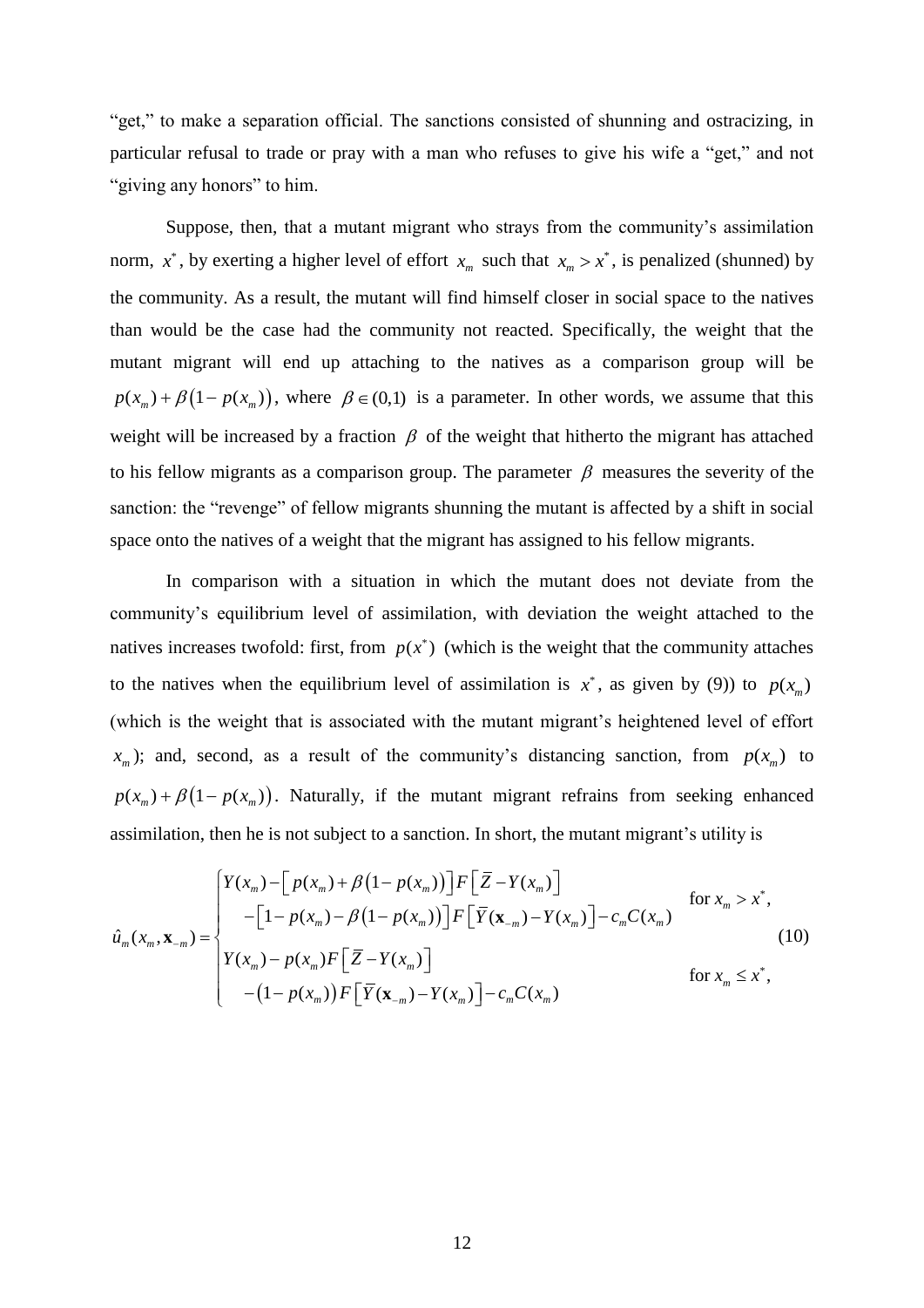"get," to make a separation official. The sanctions consisted of shunning and ostracizing, in particular refusal to trade or pray with a man who refuses to give his wife a "get," and not "giving any honors" to him.

Suppose, then, that a mutant migrant who strays from the community's assimilation norm, $x^*$, by exerting a higher level of effort $x_m$ such that $x_m > x^*$, is penalized (shunned) by the community. As a result, the mutant will find himself closer in social space to the natives than would be the case had the community not reacted. Specifically, the weight that the mutant migrant will end up attaching to the natives as a comparison group will be $p(x_m) + \beta\left(1 - p(x_m)\right)$, where $\beta \in (0,1)$ is a parameter. In other words, we assume that this weight will be increased by a fraction $\beta$ of the weight that hitherto the migrant has attached to his fellow migrants as a comparison group. The parameter $\beta$ measures the severity of the sanction: the "revenge" of fellow migrants shunning the mutant is affected by a shift in social space onto the natives of a weight that the migrant has assigned to his fellow migrants.

In comparison with a situation in which the mutant does not deviate from the community's equilibrium level of assimilation, with deviation the weight attached to the natives increases twofold: first, from $p(x^*)$ (which is the weight that the community attaches to the natives when the equilibrium level of assimilation is $x^*$, as given by (9)) to $p(x_m)$ (which is the weight that is associated with the mutant migrant's heightened level of effort $x_m$); and, second, as a result of the community's distancing sanction, from $p(x_m)$ to $p(x_m) + \beta\left(1 - p(x_m)\right)$. Naturally, if the mutant migrant refrains from seeking enhanced assimilation, then he is not subject to a sanction. In short, the mutant migrant's utility is

$$
\hat{u}_m(x_m, \mathbf{x}_{-m}) = \begin{cases} Y(x_m) - \left[ p(x_m) + \beta\left(1 - p(x_m)\right)\right] F\left[\bar{Z} - Y(x_m)\right] & \\ \quad - \left[1 - p(x_m) - \beta\left(1 - p(x_m)\right)\right] F\left[\bar{Y}(\mathbf{x}_{-m}) - Y(x_m)\right] - c_m C(x_m) & \text{for } x_m > x^*, \\ Y(x_m) - p(x_m) F\left[\bar{Z} - Y(x_m)\right] & \\ \quad - \left(1 - p(x_m)\right) F\left[\bar{Y}(\mathbf{x}_{-m}) - Y(x_m)\right] - c_m C(x_m) & \text{for } x_m \le x^*, \end{cases} \tag{10}
$$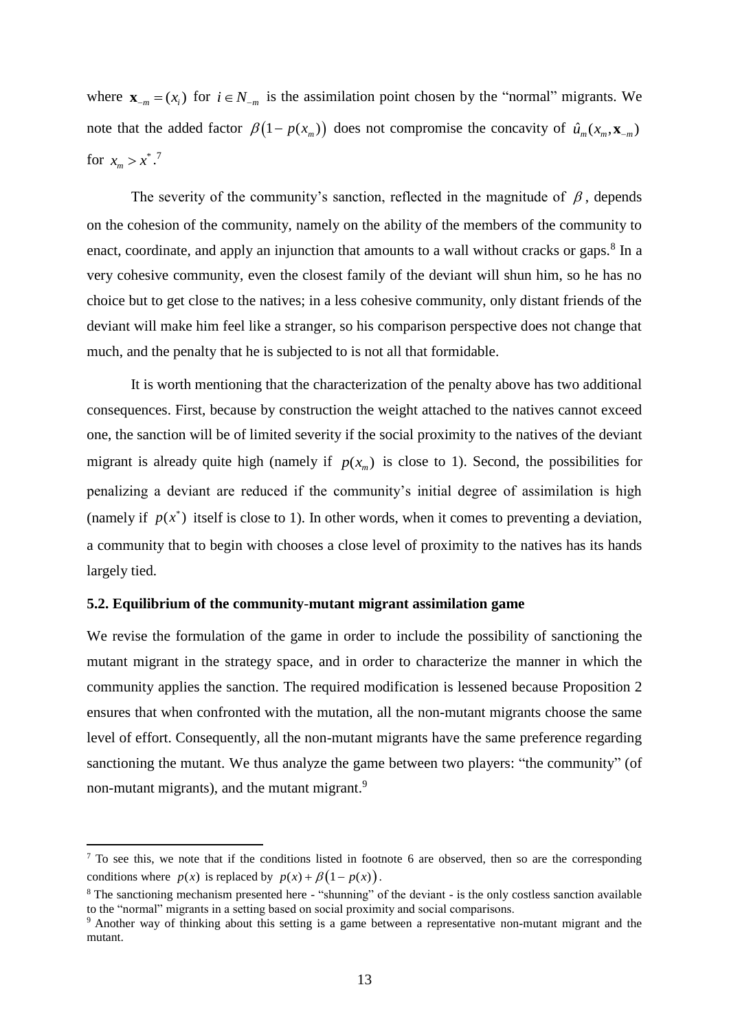where $\mathbf{x}_{-m} = (x_i)$ for $i \in N_{-m}$ is the assimilation point chosen by the "normal" migrants. We note that the added factor $\beta\left(1 - p(x_m)\right)$ does not compromise the concavity of $\hat{u}_m(x_m, \mathbf{x}_{-m})$ for $x_m > x^*$.[7]

The severity of the community's sanction, reflected in the magnitude of $\beta$, depends on the cohesion of the community, namely on the ability of the members of the community to enact, coordinate, and apply an injunction that amounts to a wall without cracks or gaps.[8] In a very cohesive community, even the closest family of the deviant will shun him, so he has no choice but to get close to the natives; in a less cohesive community, only distant friends of the deviant will make him feel like a stranger, so his comparison perspective does not change that much, and the penalty that he is subjected to is not all that formidable.

It is worth mentioning that the characterization of the penalty above has two additional consequences. First, because by construction the weight attached to the natives cannot exceed one, the sanction will be of limited severity if the social proximity to the natives of the deviant migrant is already quite high (namely if $p(x_m)$ is close to 1). Second, the possibilities for penalizing a deviant are reduced if the community's initial degree of assimilation is high (namely if $p(x^*)$ itself is close to 1). In other words, when it comes to preventing a deviation, a community that to begin with chooses a close level of proximity to the natives has its hands largely tied.

### 5.2. Equilibrium of the community-mutant migrant assimilation game

We revise the formulation of the game in order to include the possibility of sanctioning the mutant migrant in the strategy space, and in order to characterize the manner in which the community applies the sanction. The required modification is lessened because Proposition 2 ensures that when confronted with the mutation, all the non-mutant migrants choose the same level of effort. Consequently, all the non-mutant migrants have the same preference regarding sanctioning the mutant. We thus analyze the game between two players: "the community" (of non-mutant migrants), and the mutant migrant.[9]

---

[7] To see this, we note that if the conditions listed in footnote 6 are observed, then so are the corresponding conditions where $p(x)$ is replaced by $p(x) + \beta\left(1 - p(x)\right)$.

[8] The sanctioning mechanism presented here - "shunning" of the deviant - is the only costless sanction available to the "normal" migrants in a setting based on social proximity and social comparisons.

[9] Another way of thinking about this setting is a game between a representative non-mutant migrant and the mutant.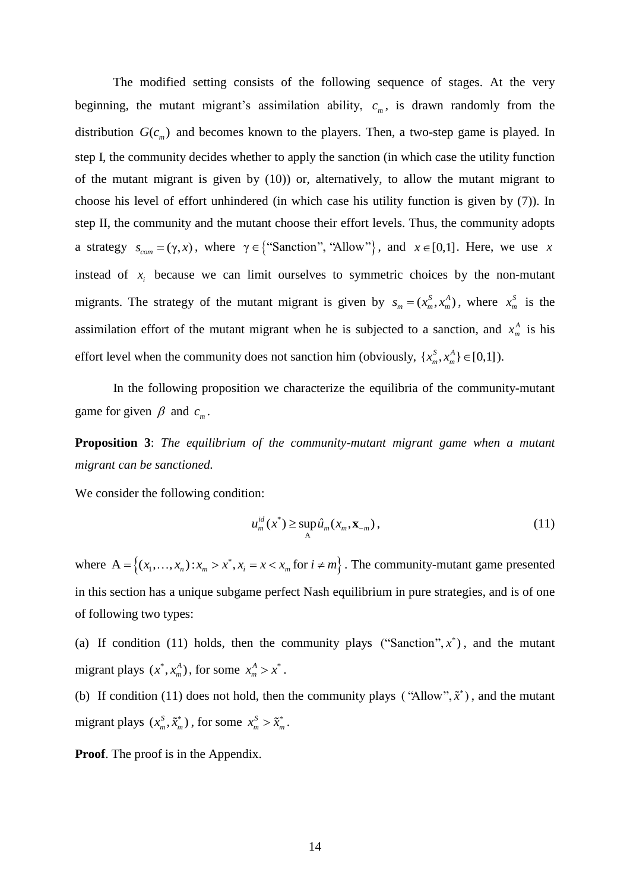The modified setting consists of the following sequence of stages. At the very beginning, the mutant migrant's assimilation ability, $c_m$, is drawn randomly from the distribution $G(c_m)$ and becomes known to the players. Then, a two-step game is played. In step I, the community decides whether to apply the sanction (in which case the utility function of the mutant migrant is given by (10)) or, alternatively, to allow the mutant migrant to choose his level of effort unhindered (in which case his utility function is given by (7)). In step II, the community and the mutant choose their effort levels. Thus, the community adopts a strategy $s_{com} = (\gamma, x)$, where $\gamma \in \{\text{"Sanction"}, \text{"Allow"}\}$, and $x \in [0,1]$. Here, we use $x$ instead of $x_i$ because we can limit ourselves to symmetric choices by the non-mutant migrants. The strategy of the mutant migrant is given by $s_m = (x_m^S, x_m^A)$, where $x_m^S$ is the assimilation effort of the mutant migrant when he is subjected to a sanction, and $x_m^A$ is his effort level when the community does not sanction him (obviously, $\{x_m^S, x_m^A\} \in [0,1]$).

In the following proposition we characterize the equilibria of the community-mutant game for given $\beta$ and $c_m$.

**Proposition 3**: *The equilibrium of the community-mutant migrant game when a mutant migrant can be sanctioned.*

We consider the following condition:

$$u_m^{id}(x^*) \geq \sup_{\mathrm{A}} \hat{u}_m(x_m, \mathbf{x}_{-m}), \tag{11}$$

where $\mathrm{A} = \left\{(x_1, \ldots, x_n) : x_m > x^*, x_i = x < x_m \text{ for } i \neq m\right\}$. The community-mutant game presented in this section has a unique subgame perfect Nash equilibrium in pure strategies, and is of one of following two types:

(a) If condition (11) holds, then the community plays $(\text{"Sanction"}, x^*)$, and the mutant migrant plays $(x^*, x_m^A)$, for some $x_m^A > x^*$.

(b) If condition (11) does not hold, then the community plays $(\text{"Allow"}, \tilde{x}^*)$, and the mutant migrant plays $(x_m^S, \tilde{x}_m^*)$, for some $x_m^S > \tilde{x}_m^*$.

**Proof**. The proof is in the Appendix.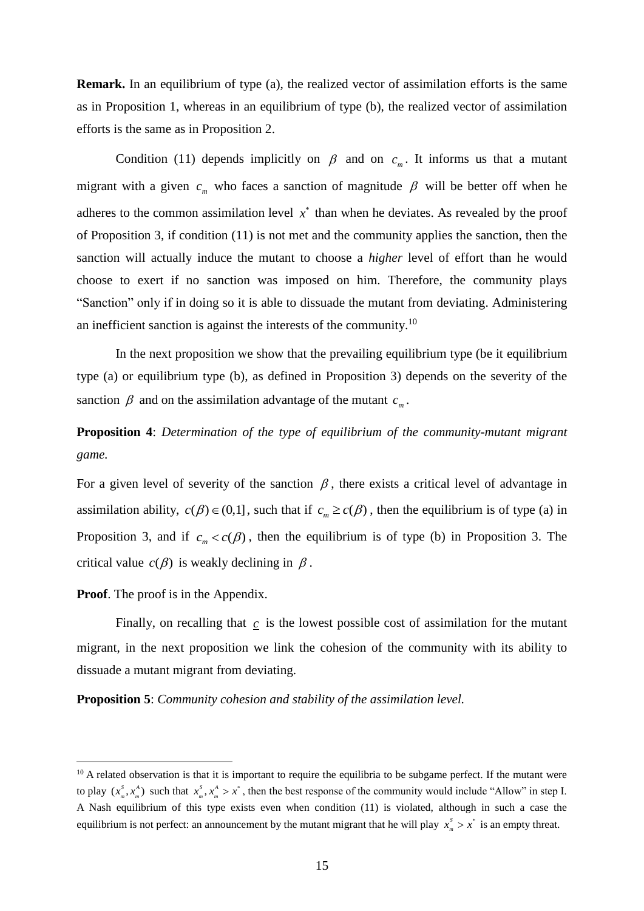**Remark.** In an equilibrium of type (a), the realized vector of assimilation efforts is the same as in Proposition 1, whereas in an equilibrium of type (b), the realized vector of assimilation efforts is the same as in Proposition 2.

Condition (11) depends implicitly on $\beta$ and on $c_m$. It informs us that a mutant migrant with a given $c_m$ who faces a sanction of magnitude $\beta$ will be better off when he adheres to the common assimilation level $x^*$ than when he deviates. As revealed by the proof of Proposition 3, if condition (11) is not met and the community applies the sanction, then the sanction will actually induce the mutant to choose a *higher* level of effort than he would choose to exert if no sanction was imposed on him. Therefore, the community plays "Sanction" only if in doing so it is able to dissuade the mutant from deviating. Administering an inefficient sanction is against the interests of the community.[10]

In the next proposition we show that the prevailing equilibrium type (be it equilibrium type (a) or equilibrium type (b), as defined in Proposition 3) depends on the severity of the sanction $\beta$ and on the assimilation advantage of the mutant $c_m$.

**Proposition 4**: *Determination of the type of equilibrium of the community-mutant migrant game.*

For a given level of severity of the sanction $\beta$, there exists a critical level of advantage in assimilation ability, $c(\beta) \in (0,1]$, such that if $c_m \geq c(\beta)$, then the equilibrium is of type (a) in Proposition 3, and if $c_m < c(\beta)$, then the equilibrium is of type (b) in Proposition 3. The critical value $c(\beta)$ is weakly declining in $\beta$.

**Proof**. The proof is in the Appendix.

Finally, on recalling that $\underline{c}$ is the lowest possible cost of assimilation for the mutant migrant, in the next proposition we link the cohesion of the community with its ability to dissuade a mutant migrant from deviating.

**Proposition 5**: *Community cohesion and stability of the assimilation level.*

---

[10] A related observation is that it is important to require the equilibria to be subgame perfect. If the mutant were to play $(x_m^S, x_m^A)$ such that $x_m^S, x_m^A > x^*$, then the best response of the community would include "Allow" in step I. A Nash equilibrium of this type exists even when condition (11) is violated, although in such a case the equilibrium is not perfect: an announcement by the mutant migrant that he will play $x_m^S > x^*$ is an empty threat.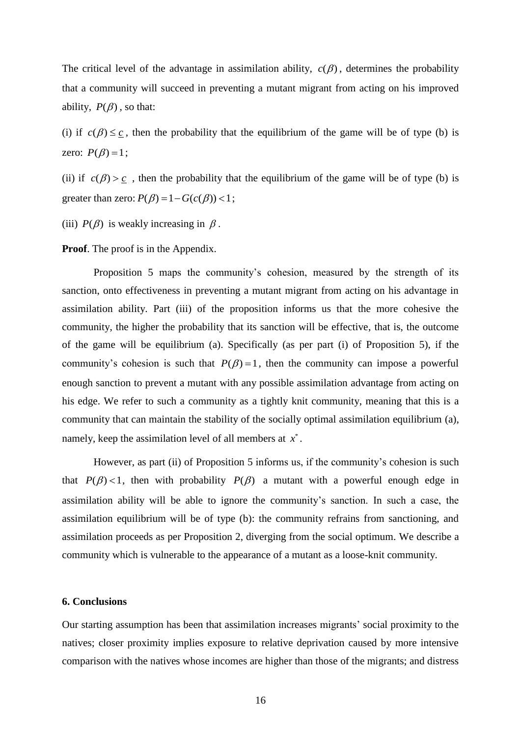The critical level of the advantage in assimilation ability, $c(\beta)$, determines the probability that a community will succeed in preventing a mutant migrant from acting on his improved ability, $P(\beta)$, so that:

(i) if $c(\beta) \leq \underline{c}$, then the probability that the equilibrium of the game will be of type (b) is zero: $P(\beta)=1$;

(ii) if $c(\beta) > \underline{c}$, then the probability that the equilibrium of the game will be of type (b) is greater than zero: $P(\beta)=1-G(c(\beta))<1$;

(iii) $P(\beta)$ is weakly increasing in $\beta$.

**Proof**. The proof is in the Appendix.

Proposition 5 maps the community's cohesion, measured by the strength of its sanction, onto effectiveness in preventing a mutant migrant from acting on his advantage in assimilation ability. Part (iii) of the proposition informs us that the more cohesive the community, the higher the probability that its sanction will be effective, that is, the outcome of the game will be equilibrium (a). Specifically (as per part (i) of Proposition 5), if the community's cohesion is such that $P(\beta)=1$, then the community can impose a powerful enough sanction to prevent a mutant with any possible assimilation advantage from acting on his edge. We refer to such a community as a tightly knit community, meaning that this is a community that can maintain the stability of the socially optimal assimilation equilibrium (a), namely, keep the assimilation level of all members at $x^*$.

However, as part (ii) of Proposition 5 informs us, if the community's cohesion is such that $P(\beta)<1$, then with probability $P(\beta)$ a mutant with a powerful enough edge in assimilation ability will be able to ignore the community's sanction. In such a case, the assimilation equilibrium will be of type (b): the community refrains from sanctioning, and assimilation proceeds as per Proposition 2, diverging from the social optimum. We describe a community which is vulnerable to the appearance of a mutant as a loose-knit community.

## 6. Conclusions

Our starting assumption has been that assimilation increases migrants' social proximity to the natives; closer proximity implies exposure to relative deprivation caused by more intensive comparison with the natives whose incomes are higher than those of the migrants; and distress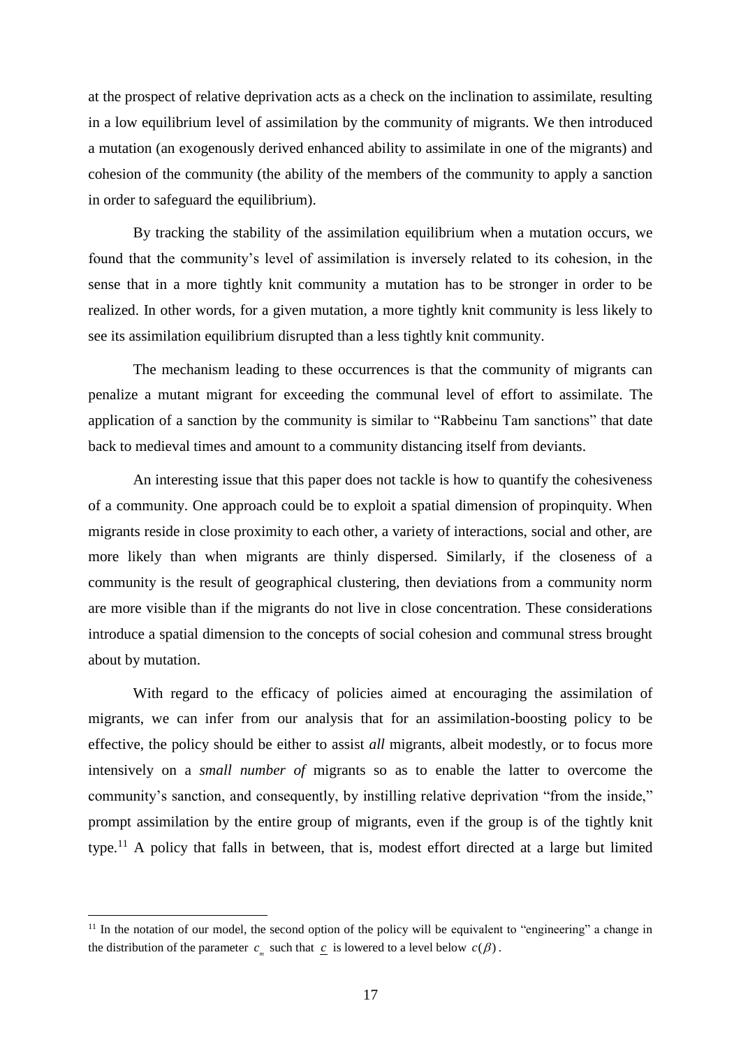at the prospect of relative deprivation acts as a check on the inclination to assimilate, resulting in a low equilibrium level of assimilation by the community of migrants. We then introduced a mutation (an exogenously derived enhanced ability to assimilate in one of the migrants) and cohesion of the community (the ability of the members of the community to apply a sanction in order to safeguard the equilibrium).

By tracking the stability of the assimilation equilibrium when a mutation occurs, we found that the community's level of assimilation is inversely related to its cohesion, in the sense that in a more tightly knit community a mutation has to be stronger in order to be realized. In other words, for a given mutation, a more tightly knit community is less likely to see its assimilation equilibrium disrupted than a less tightly knit community.

The mechanism leading to these occurrences is that the community of migrants can penalize a mutant migrant for exceeding the communal level of effort to assimilate. The application of a sanction by the community is similar to "Rabbeinu Tam sanctions" that date back to medieval times and amount to a community distancing itself from deviants.

An interesting issue that this paper does not tackle is how to quantify the cohesiveness of a community. One approach could be to exploit a spatial dimension of propinquity. When migrants reside in close proximity to each other, a variety of interactions, social and other, are more likely than when migrants are thinly dispersed. Similarly, if the closeness of a community is the result of geographical clustering, then deviations from a community norm are more visible than if the migrants do not live in close concentration. These considerations introduce a spatial dimension to the concepts of social cohesion and communal stress brought about by mutation.

With regard to the efficacy of policies aimed at encouraging the assimilation of migrants, we can infer from our analysis that for an assimilation-boosting policy to be effective, the policy should be either to assist *all* migrants, albeit modestly, or to focus more intensively on a *small number of* migrants so as to enable the latter to overcome the community's sanction, and consequently, by instilling relative deprivation "from the inside," prompt assimilation by the entire group of migrants, even if the group is of the tightly knit type.[11] A policy that falls in between, that is, modest effort directed at a large but limited

[11] In the notation of our model, the second option of the policy will be equivalent to "engineering" a change in the distribution of the parameter $c_m$ such that $\underline{c}$ is lowered to a level below $c(\beta)$.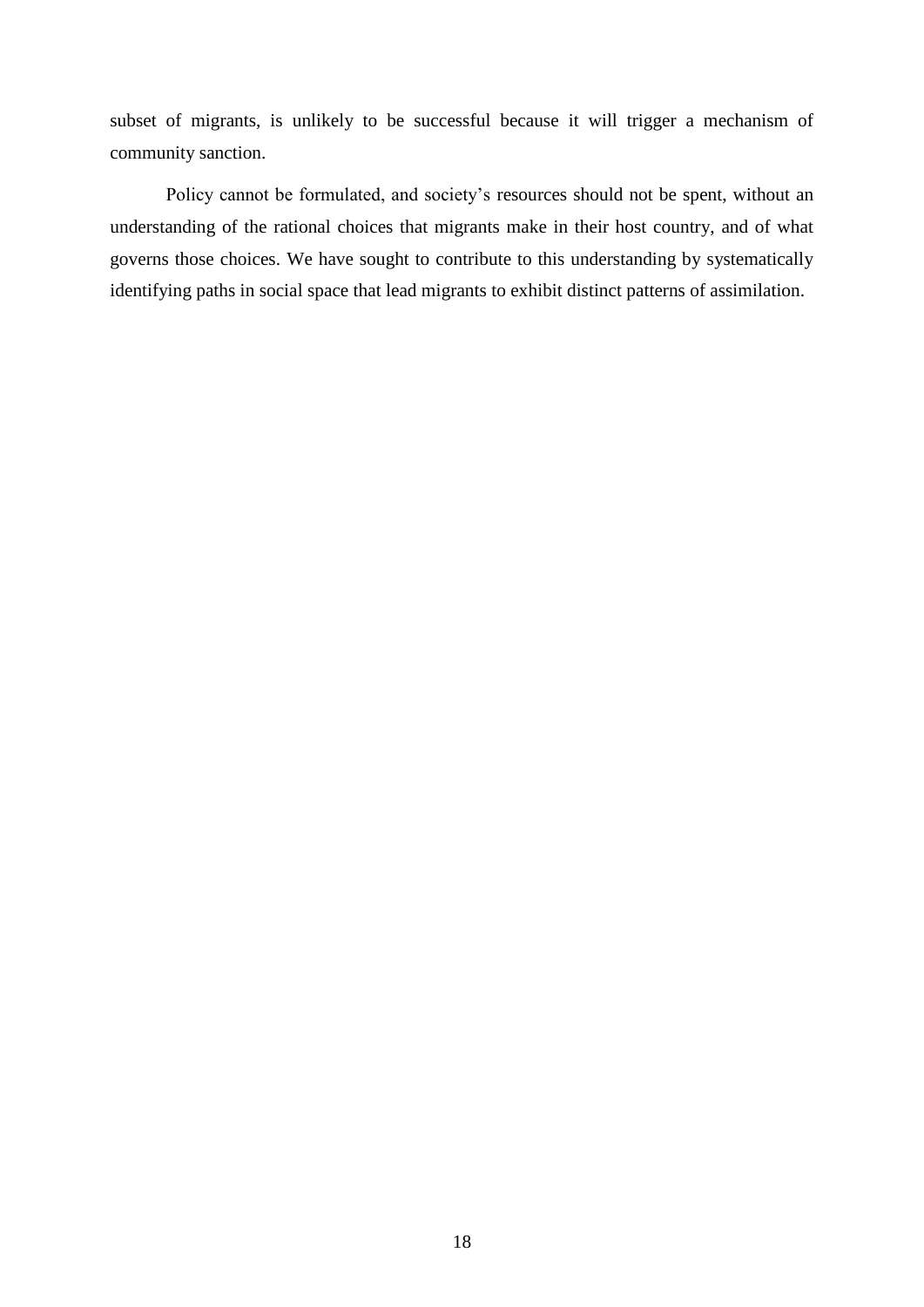subset of migrants, is unlikely to be successful because it will trigger a mechanism of community sanction.

Policy cannot be formulated, and society's resources should not be spent, without an understanding of the rational choices that migrants make in their host country, and of what governs those choices. We have sought to contribute to this understanding by systematically identifying paths in social space that lead migrants to exhibit distinct patterns of assimilation.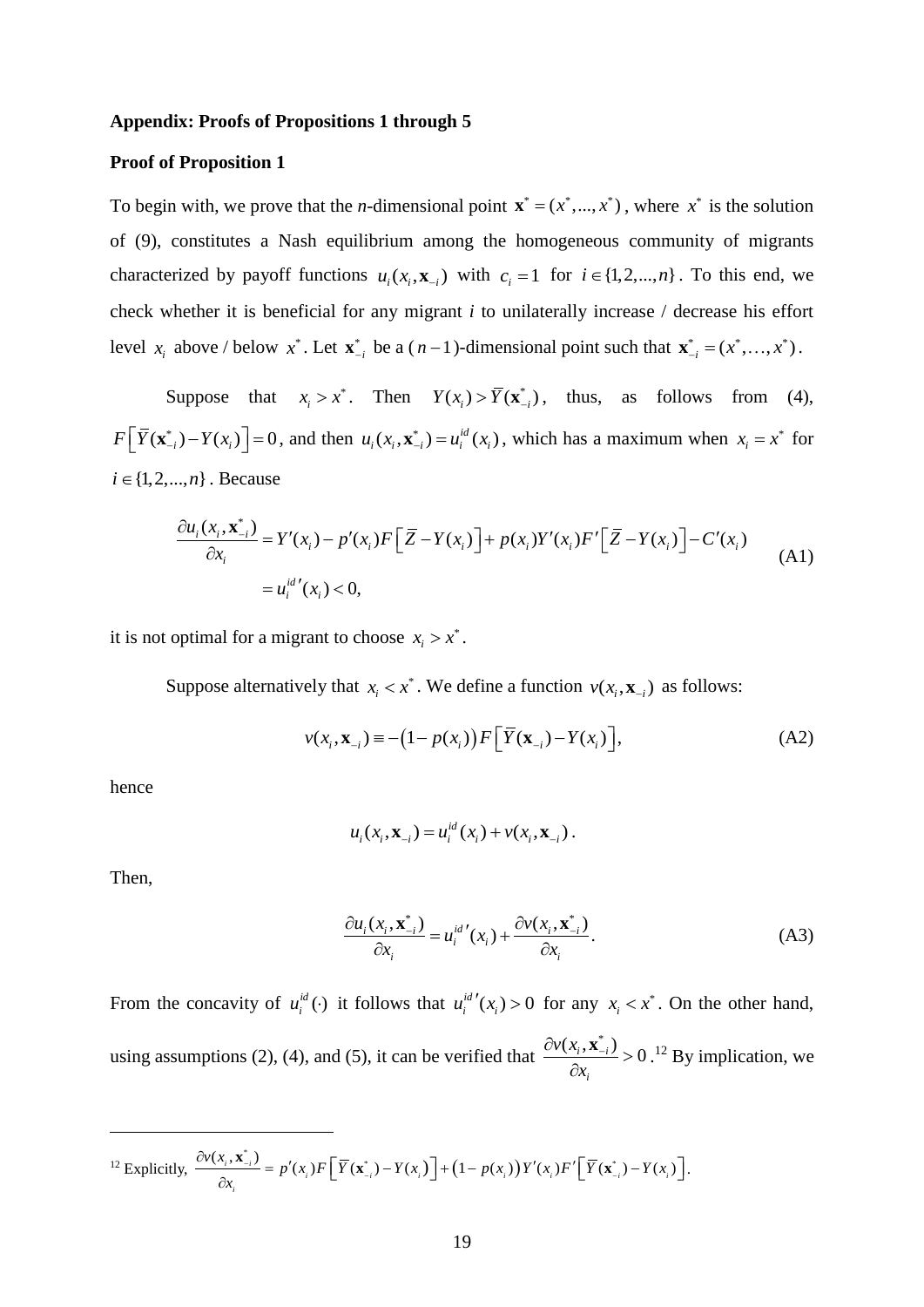**Appendix: Proofs of Propositions 1 through 5**

**Proof of Proposition 1**

To begin with, we prove that the *n*-dimensional point $\mathbf{x}^* = (x^*,...,x^*)$, where $x^*$ is the solution of (9), constitutes a Nash equilibrium among the homogeneous community of migrants characterized by payoff functions $u_i(x_i, \mathbf{x}_{-i})$ with $c_i = 1$ for $i \in \{1,2,...,n\}$. To this end, we check whether it is beneficial for any migrant *i* to unilaterally increase / decrease his effort level $x_i$ above / below $x^*$. Let $\mathbf{x}_{-i}^*$ be a $(n-1)$-dimensional point such that $\mathbf{x}_{-i}^* = (x^*,\dots,x^*)$.

Suppose that $x_i > x^*$. Then $Y(x_i) > \overline{Y}(\mathbf{x}_{-i}^*)$, thus, as follows from (4), $F\left[\overline{Y}(\mathbf{x}_{-i}^*) - Y(x_i)\right] = 0$, and then $u_i(x_i, \mathbf{x}_{-i}^*) = u_i^{id}(x_i)$, which has a maximum when $x_i = x^*$ for $i \in \{1,2,...,n\}$. Because

$$
\begin{aligned}
\frac{\partial u_i(x_i, \mathbf{x}_{-i}^*)}{\partial x_i} &= Y'(x_i) - p'(x_i)F\left[\overline{Z} - Y(x_i)\right] + p(x_i)Y'(x_i)F'\left[\overline{Z} - Y(x_i)\right] - C'(x_i) \\
&= u_i^{id}{}'(x_i) < 0,
\end{aligned}
\tag{A1}
$$

it is not optimal for a migrant to choose $x_i > x^*$.

Suppose alternatively that $x_i < x^*$. We define a function $v(x_i, \mathbf{x}_{-i})$ as follows:

$$
v(x_i, \mathbf{x}_{-i}) \equiv -\left(1 - p(x_i)\right)F\left[\overline{Y}(\mathbf{x}_{-i}) - Y(x_i)\right],
\tag{A2}
$$

hence

$$
u_i(x_i, \mathbf{x}_{-i}) = u_i^{id}(x_i) + v(x_i, \mathbf{x}_{-i}).
$$

Then,

$$
\frac{\partial u_i(x_i, \mathbf{x}_{-i}^*)}{\partial x_i} = u_i^{id}{}'(x_i) + \frac{\partial v(x_i, \mathbf{x}_{-i}^*)}{\partial x_i}.
\tag{A3}
$$

From the concavity of $u_i^{id}(\cdot)$ it follows that $u_i^{id}{}'(x_i) > 0$ for any $x_i < x^*$. On the other hand, using assumptions (2), (4), and (5), it can be verified that $\frac{\partial v(x_i, \mathbf{x}_{-i}^*)}{\partial x_i} > 0$.[12] By implication, we

---

[12] Explicitly, $\frac{\partial v(x_i, \mathbf{x}_{-i}^*)}{\partial x_i} = p'(x_i)F\left[\overline{Y}(\mathbf{x}_{-i}^*) - Y(x_i)\right] + \left(1 - p(x_i)\right)Y'(x_i)F'\left[\overline{Y}(\mathbf{x}_{-i}^*) - Y(x_i)\right]$.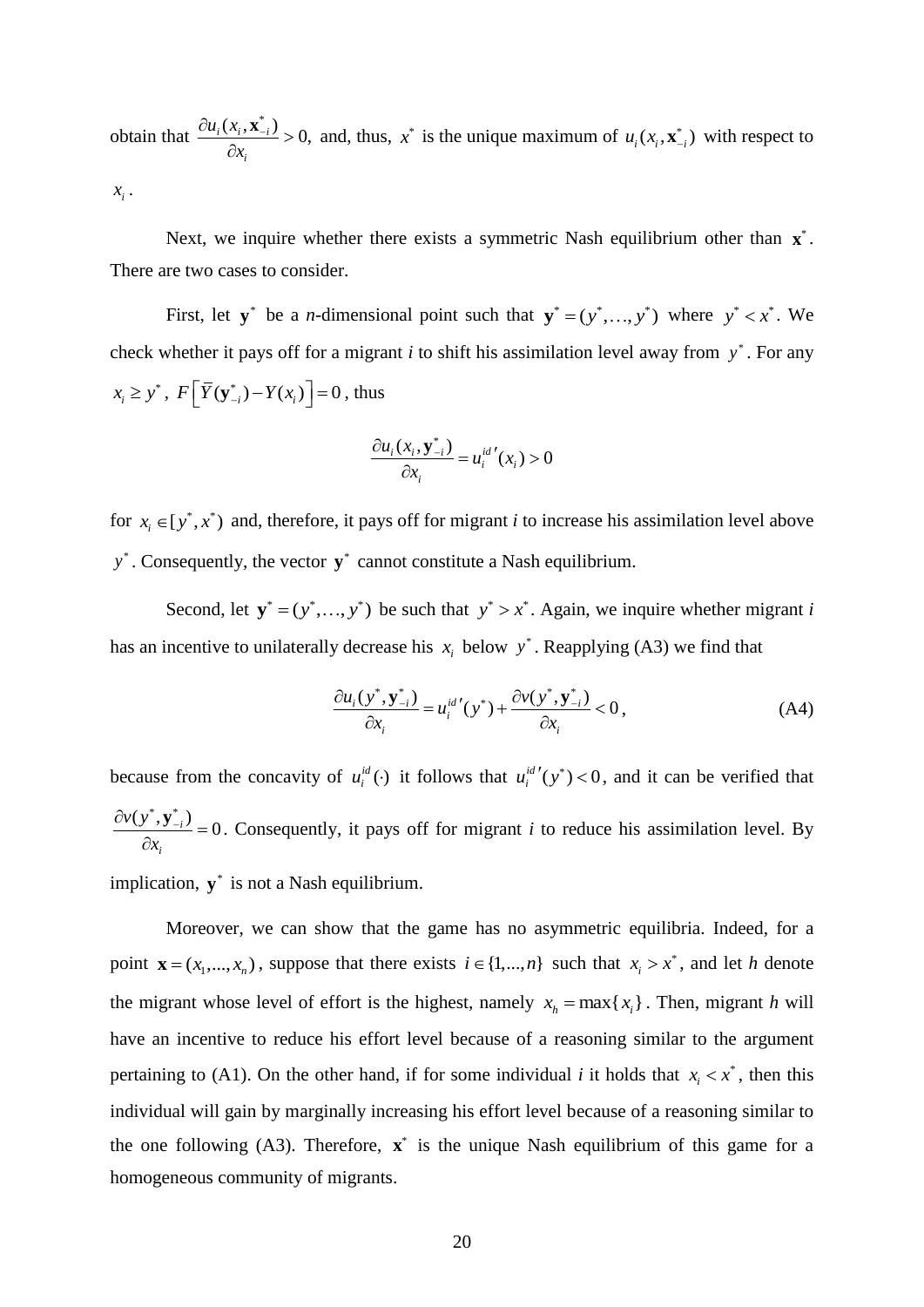obtain that $\frac{\partial u_i(x_i, \mathbf{x}_{-i}^*)}{\partial x_i} > 0,$ and, thus, $x^*$ is the unique maximum of $u_i(x_i, \mathbf{x}_{-i}^*)$ with respect to $x_i$.

Next, we inquire whether there exists a symmetric Nash equilibrium other than $\mathbf{x}^*$. There are two cases to consider.

First, let $\mathbf{y}^*$ be a *n*-dimensional point such that $\mathbf{y}^* = (y^*, \ldots, y^*)$ where $y^* < x^*$. We check whether it pays off for a migrant *i* to shift his assimilation level away from $y^*$. For any $x_i \geq y^*$, $F\left[\overline{Y}(\mathbf{y}_{-i}^*) - Y(x_i)\right] = 0$, thus

$$\frac{\partial u_i(x_i, \mathbf{y}_{-i}^*)}{\partial x_i} = u_i^{id\,\prime}(x_i) > 0$$

for $x_i \in [y^*, x^*)$ and, therefore, it pays off for migrant *i* to increase his assimilation level above $y^*$. Consequently, the vector $\mathbf{y}^*$ cannot constitute a Nash equilibrium.

Second, let $\mathbf{y}^* = (y^*, \ldots, y^*)$ be such that $y^* > x^*$. Again, we inquire whether migrant *i* has an incentive to unilaterally decrease his $x_i$ below $y^*$. Reapplying (A3) we find that

$$\frac{\partial u_i(y^*, \mathbf{y}_{-i}^*)}{\partial x_i} = u_i^{id\,\prime}(y^*) + \frac{\partial v(y^*, \mathbf{y}_{-i}^*)}{\partial x_i} < 0, \tag{A4}$$

because from the concavity of $u_i^{id}(\cdot)$ it follows that $u_i^{id\,\prime}(y^*) < 0$, and it can be verified that $\frac{\partial v(y^*, \mathbf{y}_{-i}^*)}{\partial x_i} = 0$. Consequently, it pays off for migrant *i* to reduce his assimilation level. By implication, $\mathbf{y}^*$ is not a Nash equilibrium.

Moreover, we can show that the game has no asymmetric equilibria. Indeed, for a point $\mathbf{x} = (x_1, ..., x_n)$, suppose that there exists $i \in \{1, ..., n\}$ such that $x_i > x^*$, and let *h* denote the migrant whose level of effort is the highest, namely $x_h = \max\{x_i\}$. Then, migrant *h* will have an incentive to reduce his effort level because of a reasoning similar to the argument pertaining to (A1). On the other hand, if for some individual *i* it holds that $x_i < x^*$, then this individual will gain by marginally increasing his effort level because of a reasoning similar to the one following (A3). Therefore, $\mathbf{x}^*$ is the unique Nash equilibrium of this game for a homogeneous community of migrants.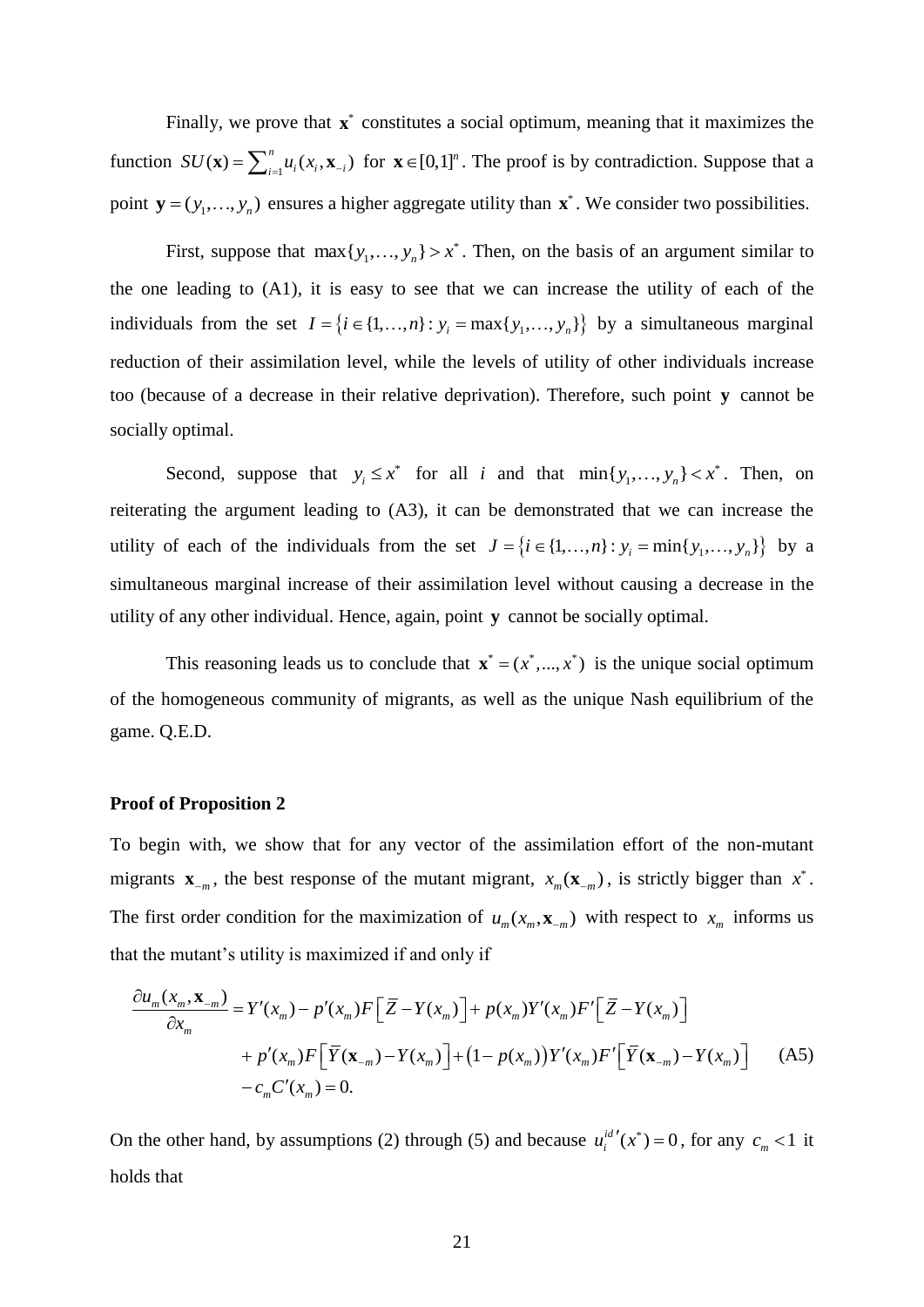Finally, we prove that $\mathbf{x}^*$ constitutes a social optimum, meaning that it maximizes the function $SU(\mathbf{x}) = \sum_{i=1}^{n} u_i(x_i, \mathbf{x}_{-i})$ for $\mathbf{x} \in [0,1]^n$. The proof is by contradiction. Suppose that a point $\mathbf{y} = (y_1, \ldots, y_n)$ ensures a higher aggregate utility than $\mathbf{x}^*$. We consider two possibilities.

First, suppose that $\max\{y_1, \ldots, y_n\} > x^*$. Then, on the basis of an argument similar to the one leading to (A1), it is easy to see that we can increase the utility of each of the individuals from the set $I = \{i \in \{1, \ldots, n\} : y_i = \max\{y_1, \ldots, y_n\}\}$ by a simultaneous marginal reduction of their assimilation level, while the levels of utility of other individuals increase too (because of a decrease in their relative deprivation). Therefore, such point $\mathbf{y}$ cannot be socially optimal.

Second, suppose that $y_i \le x^*$ for all $i$ and that $\min\{y_1, \ldots, y_n\} < x^*$. Then, on reiterating the argument leading to (A3), it can be demonstrated that we can increase the utility of each of the individuals from the set $J = \{i \in \{1, \ldots, n\} : y_i = \min\{y_1, \ldots, y_n\}\}$ by a simultaneous marginal increase of their assimilation level without causing a decrease in the utility of any other individual. Hence, again, point $\mathbf{y}$ cannot be socially optimal.

This reasoning leads us to conclude that $\mathbf{x}^* = (x^*, ..., x^*)$ is the unique social optimum of the homogeneous community of migrants, as well as the unique Nash equilibrium of the game. Q.E.D.

**Proof of Proposition 2**

To begin with, we show that for any vector of the assimilation effort of the non-mutant migrants $\mathbf{x}_{-m}$, the best response of the mutant migrant, $x_m(\mathbf{x}_{-m})$, is strictly bigger than $x^*$. The first order condition for the maximization of $u_m(x_m, \mathbf{x}_{-m})$ with respect to $x_m$ informs us that the mutant's utility is maximized if and only if

$$
\begin{aligned}
\frac{\partial u_m(x_m, \mathbf{x}_{-m})}{\partial x_m} &= Y'(x_m) - p'(x_m) F\left[\bar{Z} - Y(x_m)\right] + p(x_m) Y'(x_m) F'\left[\bar{Z} - Y(x_m)\right] \\
&\quad + p'(x_m) F\left[\bar{Y}(\mathbf{x}_{-m}) - Y(x_m)\right] + \left(1 - p(x_m)\right) Y'(x_m) F'\left[\bar{Y}(\mathbf{x}_{-m}) - Y(x_m)\right] \\
&\quad - c_m C'(x_m) = 0.
\end{aligned} \tag{A5}
$$

On the other hand, by assumptions (2) through (5) and because $u_i^{id\prime}(x^*) = 0$, for any $c_m < 1$ it holds that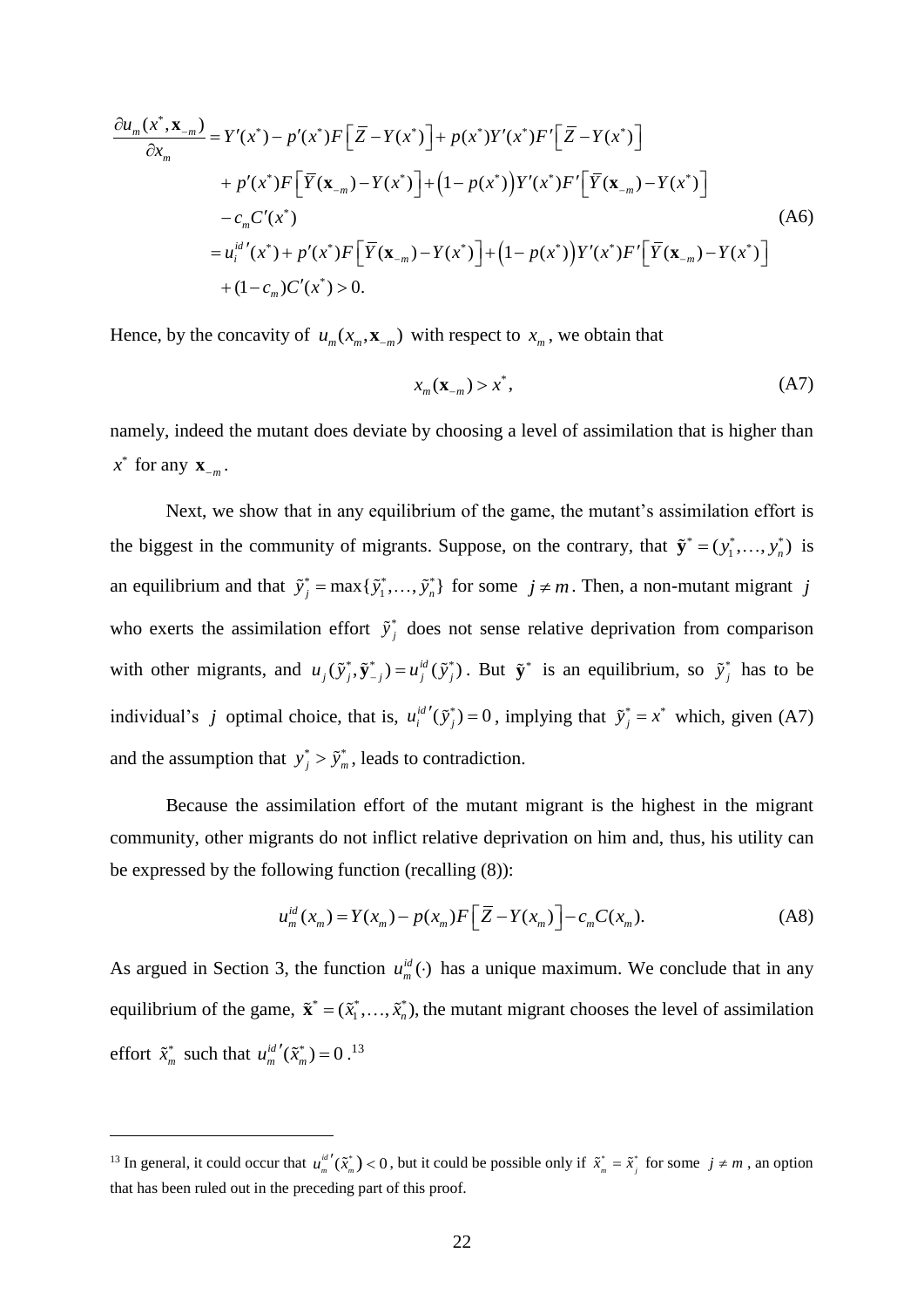$$
\begin{aligned}
\frac{\partial u_m(x^*, \mathbf{x}_{-m})}{\partial x_m} &= Y'(x^*) - p'(x^*)F\left[\bar{Z} - Y(x^*)\right] + p(x^*)Y'(x^*)F'\left[\bar{Z} - Y(x^*)\right] \\
&\quad + p'(x^*)F\left[\bar{Y}(\mathbf{x}_{-m}) - Y(x^*)\right] + \left(1 - p(x^*)\right)Y'(x^*)F'\left[\bar{Y}(\mathbf{x}_{-m}) - Y(x^*)\right] \\
&\quad - c_m C'(x^*) \\
&= u_i^{id\prime}(x^*) + p'(x^*)F\left[\bar{Y}(\mathbf{x}_{-m}) - Y(x^*)\right] + \left(1 - p(x^*)\right)Y'(x^*)F'\left[\bar{Y}(\mathbf{x}_{-m}) - Y(x^*)\right] \\
&\quad + (1 - c_m)C'(x^*) > 0.
\end{aligned}
\tag{A6}
$$

Hence, by the concavity of $u_m(x_m, \mathbf{x}_{-m})$ with respect to $x_m$, we obtain that

$$
x_m(\mathbf{x}_{-m}) > x^*, \tag{A7}
$$

namely, indeed the mutant does deviate by choosing a level of assimilation that is higher than $x^*$ for any $\mathbf{x}_{-m}$.

Next, we show that in any equilibrium of the game, the mutant's assimilation effort is the biggest in the community of migrants. Suppose, on the contrary, that $\tilde{\mathbf{y}}^* = (y_1^*, \ldots, y_n^*)$ is an equilibrium and that $\tilde{y}_j^* = \max\{\tilde{y}_1^*, \ldots, \tilde{y}_n^*\}$ for some $j \neq m$. Then, a non-mutant migrant $j$ who exerts the assimilation effort $\tilde{y}_j^*$ does not sense relative deprivation from comparison with other migrants, and $u_j(\tilde{y}_j^*, \tilde{\mathbf{y}}_{-j}^*) = u_j^{id}(\tilde{y}_j^*)$. But $\tilde{\mathbf{y}}^*$ is an equilibrium, so $\tilde{y}_j^*$ has to be individual's $j$ optimal choice, that is, $u_i^{id\prime}(\tilde{y}_j^*) = 0$, implying that $\tilde{y}_j^* = x^*$ which, given (A7) and the assumption that $y_j^* > \tilde{y}_m^*$, leads to contradiction.

Because the assimilation effort of the mutant migrant is the highest in the migrant community, other migrants do not inflict relative deprivation on him and, thus, his utility can be expressed by the following function (recalling (8)):

$$
u_m^{id}(x_m) = Y(x_m) - p(x_m)F\left[\bar{Z} - Y(x_m)\right] - c_m C(x_m). \tag{A8}
$$

As argued in Section 3, the function $u_m^{id}(\cdot)$ has a unique maximum. We conclude that in any equilibrium of the game, $\tilde{\mathbf{x}}^* = (\tilde{x}_1^*, \ldots, \tilde{x}_n^*)$, the mutant migrant chooses the level of assimilation effort $\tilde{x}_m^*$ such that $u_m^{id\prime}(\tilde{x}_m^*) = 0$.[13]

[13] In general, it could occur that $u_m^{id\prime}(\tilde{x}_m^*) < 0$, but it could be possible only if $\tilde{x}_m^* = \tilde{x}_j^*$ for some $j \neq m$, an option that has been ruled out in the preceding part of this proof.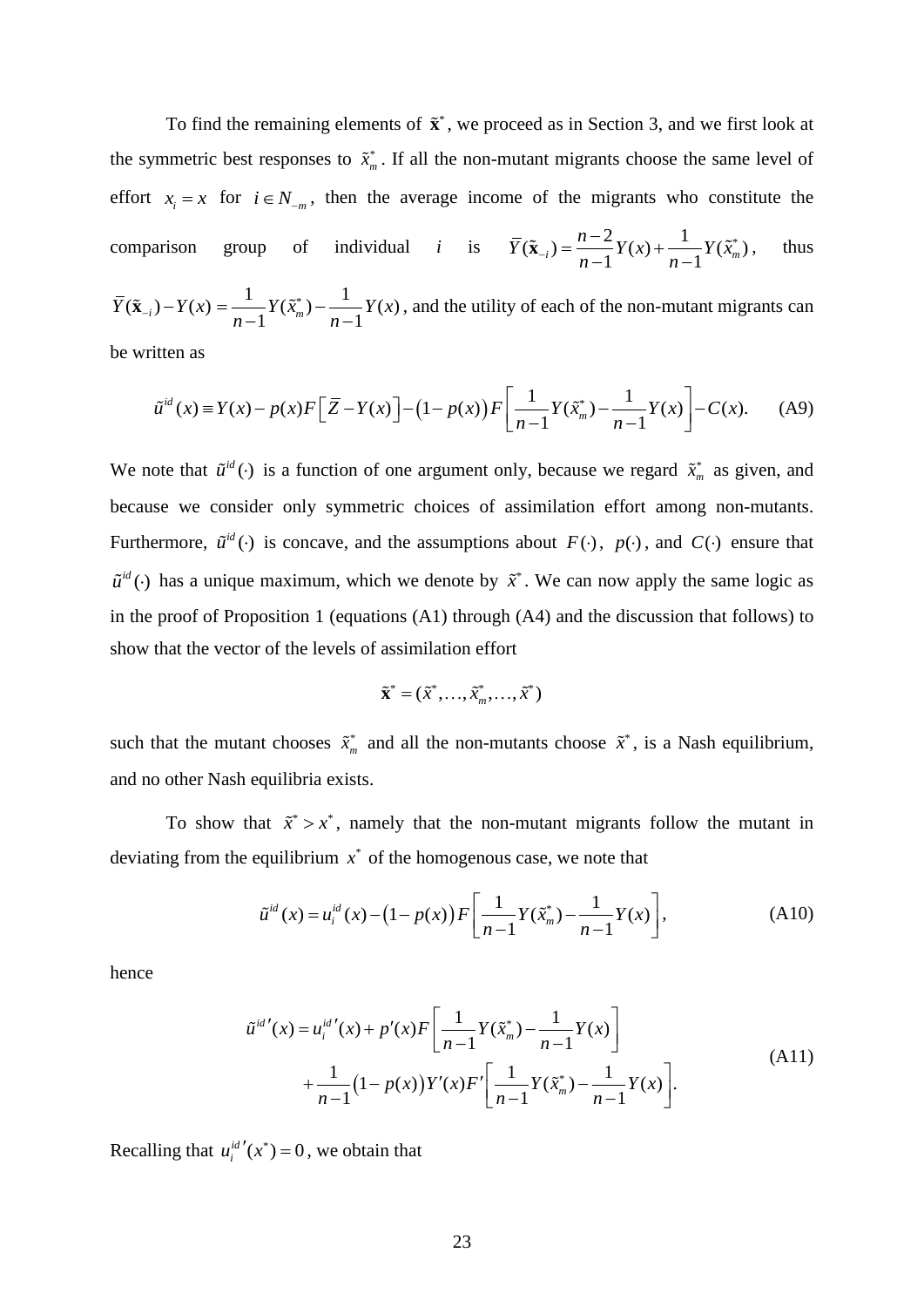To find the remaining elements of $\tilde{\mathbf{x}}^*$, we proceed as in Section 3, and we first look at the symmetric best responses to $\tilde{x}_m^*$. If all the non-mutant migrants choose the same level of effort $x_i = x$ for $i \in N_{-m}$, then the average income of the migrants who constitute the comparison group of individual $i$ is $\bar{Y}(\tilde{\mathbf{x}}_{-i}) = \frac{n-2}{n-1}Y(x) + \frac{1}{n-1}Y(\tilde{x}_m^*)$, thus $\bar{Y}(\tilde{\mathbf{x}}_{-i}) - Y(x) = \frac{1}{n-1}Y(\tilde{x}_m^*) - \frac{1}{n-1}Y(x)$, and the utility of each of the non-mutant migrants can be written as

$$\tilde{u}^{id}(x) \equiv Y(x) - p(x)F\left[\bar{Z} - Y(x)\right] - \left(1 - p(x)\right)F\left[\frac{1}{n-1}Y(\tilde{x}_m^*) - \frac{1}{n-1}Y(x)\right] - C(x). \quad \text{(A9)}$$

We note that $\tilde{u}^{id}(\cdot)$ is a function of one argument only, because we regard $\tilde{x}_m^*$ as given, and because we consider only symmetric choices of assimilation effort among non-mutants. Furthermore, $\tilde{u}^{id}(\cdot)$ is concave, and the assumptions about $F(\cdot)$, $p(\cdot)$, and $C(\cdot)$ ensure that $\tilde{u}^{id}(\cdot)$ has a unique maximum, which we denote by $\tilde{x}^*$. We can now apply the same logic as in the proof of Proposition 1 (equations (A1) through (A4) and the discussion that follows) to show that the vector of the levels of assimilation effort

$$\tilde{\mathbf{x}}^* = (\tilde{x}^*, \ldots, \tilde{x}_m^*, \ldots, \tilde{x}^*)$$

such that the mutant chooses $\tilde{x}_m^*$ and all the non-mutants choose $\tilde{x}^*$, is a Nash equilibrium, and no other Nash equilibria exists.

To show that $\tilde{x}^* > x^*$, namely that the non-mutant migrants follow the mutant in deviating from the equilibrium $x^*$ of the homogenous case, we note that

$$\tilde{u}^{id}(x) = u_i^{id}(x) - \left(1 - p(x)\right)F\left[\frac{1}{n-1}Y(\tilde{x}_m^*) - \frac{1}{n-1}Y(x)\right], \quad \text{(A10)}$$

hence

$$\begin{aligned}\tilde{u}^{id\prime}(x) = u_i^{id\prime}(x) &+ p'(x)F\left[\frac{1}{n-1}Y(\tilde{x}_m^*) - \frac{1}{n-1}Y(x)\right] \\ &+ \frac{1}{n-1}\left(1 - p(x)\right)Y'(x)F'\left[\frac{1}{n-1}Y(\tilde{x}_m^*) - \frac{1}{n-1}Y(x)\right].\end{aligned} \quad \text{(A11)}$$

Recalling that $u_i^{id\prime}(x^*) = 0$, we obtain that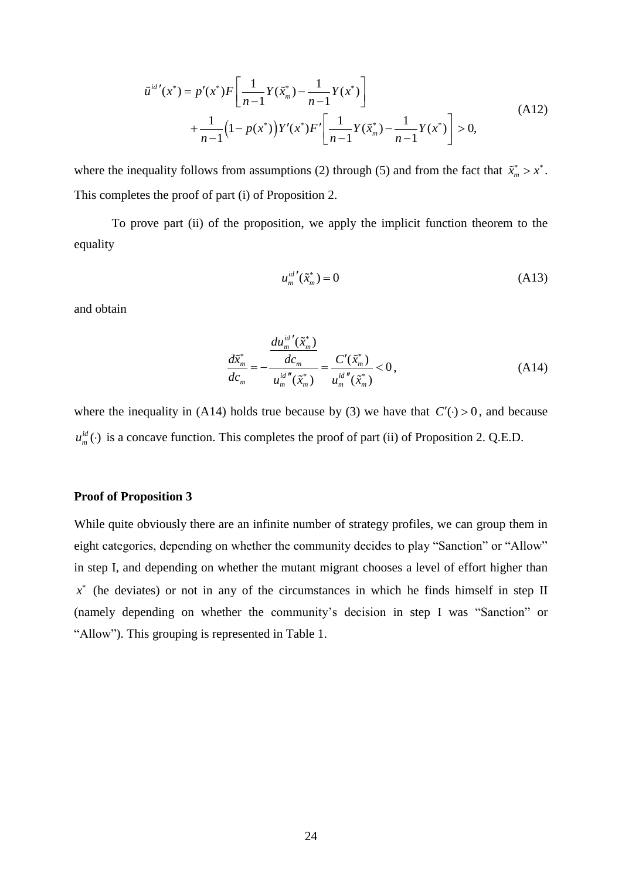$$
\begin{aligned}
\tilde{u}^{id\,\prime}(x^*) &= p'(x^*)F\left[\frac{1}{n-1}Y(\tilde{x}_m^*) - \frac{1}{n-1}Y(x^*)\right] \\
&\quad + \frac{1}{n-1}\left(1-p(x^*)\right)Y'(x^*)F'\left[\frac{1}{n-1}Y(\tilde{x}_m^*) - \frac{1}{n-1}Y(x^*)\right] > 0,
\end{aligned}
\tag{A12}
$$

where the inequality follows from assumptions (2) through (5) and from the fact that $\tilde{x}_m^* > x^*$. This completes the proof of part (i) of Proposition 2.

To prove part (ii) of the proposition, we apply the implicit function theorem to the equality

$$
u_m^{id\,\prime}(\tilde{x}_m^*) = 0 \tag{A13}
$$

and obtain

$$
\frac{d\tilde{x}_m^*}{dc_m} = -\frac{\dfrac{du_m^{id\,\prime}(\tilde{x}_m^*)}{dc_m}}{u_m^{id\,\prime\prime}(\tilde{x}_m^*)} = \frac{C'(\tilde{x}_m^*)}{u_m^{id\,\prime\prime}(\tilde{x}_m^*)} < 0\,, \tag{A14}
$$

where the inequality in (A14) holds true because by (3) we have that $C'(\cdot) > 0$, and because $u_m^{id}(\cdot)$ is a concave function. This completes the proof of part (ii) of Proposition 2. Q.E.D.

**Proof of Proposition 3**

While quite obviously there are an infinite number of strategy profiles, we can group them in eight categories, depending on whether the community decides to play "Sanction" or "Allow" in step I, and depending on whether the mutant migrant chooses a level of effort higher than $x^*$ (he deviates) or not in any of the circumstances in which he finds himself in step II (namely depending on whether the community's decision in step I was "Sanction" or "Allow"). This grouping is represented in Table 1.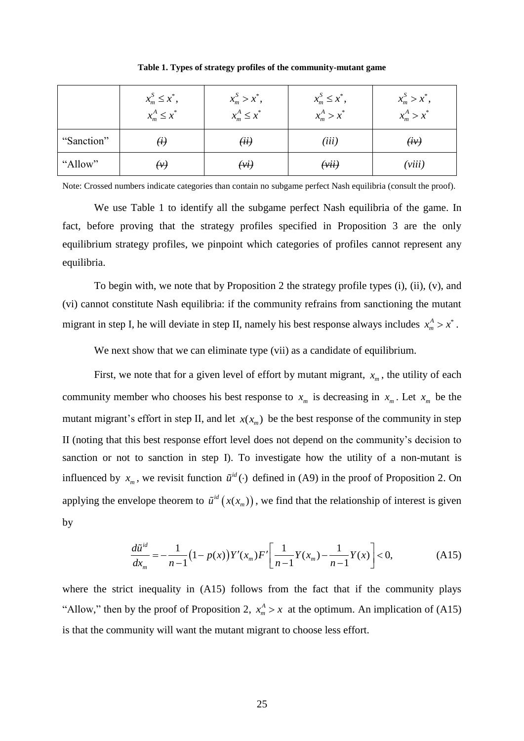**Table 1. Types of strategy profiles of the community-mutant game**

|  | $x_m^S \le x^*$, $x_m^A \le x^*$ | $x_m^S > x^*$, $x_m^A \le x^*$ | $x_m^S \le x^*$, $x_m^A > x^*$ | $x_m^S > x^*$, $x_m^A > x^*$ |
|---|---|---|---|---|
| "Sanction" | ~~*(i)*~~ | ~~*(ii)*~~ | *(iii)* | ~~*(iv)*~~ |
| "Allow" | ~~*(v)*~~ | ~~*(vi)*~~ | ~~*(vii)*~~ | *(viii)* |

Note: Crossed numbers indicate categories than contain no subgame perfect Nash equilibria (consult the proof).

We use Table 1 to identify all the subgame perfect Nash equilibria of the game. In fact, before proving that the strategy profiles specified in Proposition 3 are the only equilibrium strategy profiles, we pinpoint which categories of profiles cannot represent any equilibria.

To begin with, we note that by Proposition 2 the strategy profile types (i), (ii), (v), and (vi) cannot constitute Nash equilibria: if the community refrains from sanctioning the mutant migrant in step I, he will deviate in step II, namely his best response always includes $x_m^A > x^*$.

We next show that we can eliminate type (vii) as a candidate of equilibrium.

First, we note that for a given level of effort by mutant migrant, $x_m$, the utility of each community member who chooses his best response to $x_m$ is decreasing in $x_m$. Let $x_m$ be the mutant migrant's effort in step II, and let $x(x_m)$ be the best response of the community in step II (noting that this best response effort level does not depend on the community's decision to sanction or not to sanction in step I). To investigate how the utility of a non-mutant is influenced by $x_m$, we revisit function $\tilde{u}^{id}(\cdot)$ defined in (A9) in the proof of Proposition 2. On applying the envelope theorem to $\tilde{u}^{id}\left(x(x_m)\right)$, we find that the relationship of interest is given by

$$\frac{d\tilde{u}^{id}}{dx_m} = -\frac{1}{n-1}\left(1-p(x)\right)Y'(x_m)F'\left[\frac{1}{n-1}Y(x_m) - \frac{1}{n-1}Y(x)\right] < 0, \tag{A15}$$

where the strict inequality in (A15) follows from the fact that if the community plays "Allow," then by the proof of Proposition 2, $x_m^A > x$ at the optimum. An implication of (A15) is that the community will want the mutant migrant to choose less effort.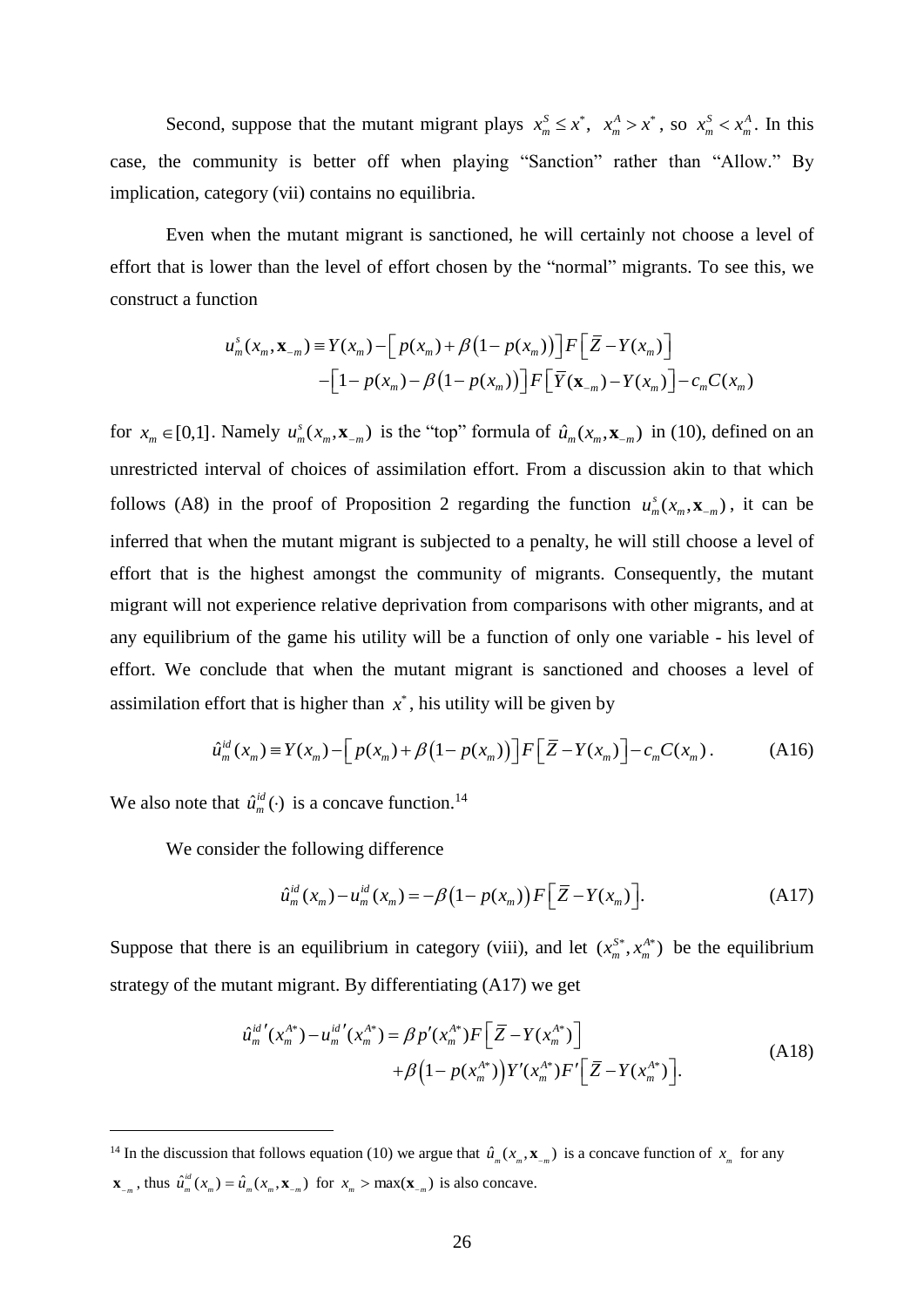Second, suppose that the mutant migrant plays $x_m^S \le x^*$, $x_m^A > x^*$, so $x_m^S < x_m^A$. In this case, the community is better off when playing "Sanction" rather than "Allow." By implication, category (vii) contains no equilibria.

Even when the mutant migrant is sanctioned, he will certainly not choose a level of effort that is lower than the level of effort chosen by the "normal" migrants. To see this, we construct a function

$$
\begin{aligned}
u_m^s(x_m, \mathbf{x}_{-m}) \equiv Y(x_m) - \left[ p(x_m) + \beta\left(1 - p(x_m)\right) \right] F\left[ \bar{Z} - Y(x_m) \right] \\
- \left[ 1 - p(x_m) - \beta\left(1 - p(x_m)\right) \right] F\left[ \bar{Y}(\mathbf{x}_{-m}) - Y(x_m) \right] - c_m C(x_m)
\end{aligned}
$$

for $x_m \in [0,1]$. Namely $u_m^s(x_m, \mathbf{x}_{-m})$ is the "top" formula of $\hat{u}_m(x_m, \mathbf{x}_{-m})$ in (10), defined on an unrestricted interval of choices of assimilation effort. From a discussion akin to that which follows (A8) in the proof of Proposition 2 regarding the function $u_m^s(x_m, \mathbf{x}_{-m})$, it can be inferred that when the mutant migrant is subjected to a penalty, he will still choose a level of effort that is the highest amongst the community of migrants. Consequently, the mutant migrant will not experience relative deprivation from comparisons with other migrants, and at any equilibrium of the game his utility will be a function of only one variable - his level of effort. We conclude that when the mutant migrant is sanctioned and chooses a level of assimilation effort that is higher than $x^*$, his utility will be given by

$$
\hat{u}_m^{id}(x_m) \equiv Y(x_m) - \left[ p(x_m) + \beta\left(1 - p(x_m)\right) \right] F\left[ \bar{Z} - Y(x_m) \right] - c_m C(x_m). \tag{A16}
$$

We also note that $\hat{u}_m^{id}(\cdot)$ is a concave function.[14]

We consider the following difference

$$
\hat{u}_m^{id}(x_m) - u_m^{id}(x_m) = -\beta\left(1 - p(x_m)\right) F\left[ \bar{Z} - Y(x_m) \right]. \tag{A17}
$$

Suppose that there is an equilibrium in category (viii), and let $(x_m^{S*}, x_m^{A*})$ be the equilibrium strategy of the mutant migrant. By differentiating (A17) we get

$$
\begin{aligned}
\hat{u}_m^{id\prime}(x_m^{A*}) - u_m^{id\prime}(x_m^{A*}) = \beta p'(x_m^{A*}) F\left[ \bar{Z} - Y(x_m^{A*}) \right] \\
+ \beta\left(1 - p(x_m^{A*})\right) Y'(x_m^{A*}) F'\left[ \bar{Z} - Y(x_m^{A*}) \right].
\end{aligned} \tag{A18}
$$

---

[14] In the discussion that follows equation (10) we argue that $\hat{u}_m(x_m, \mathbf{x}_{-m})$ is a concave function of $x_m$ for any $\mathbf{x}_{-m}$, thus $\hat{u}_m^{id}(x_m) = \hat{u}_m(x_m, \mathbf{x}_{-m})$ for $x_m > \max(\mathbf{x}_{-m})$ is also concave.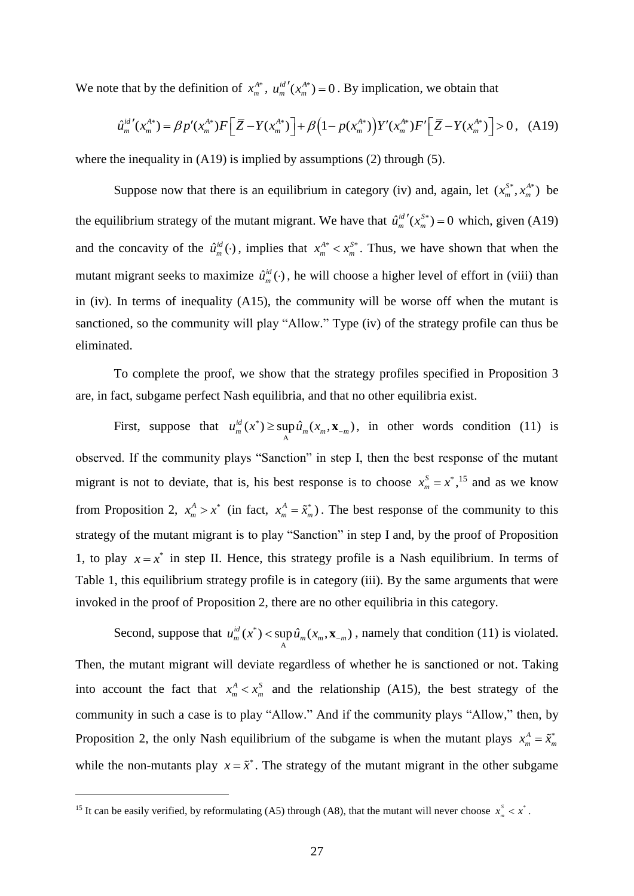We note that by the definition of $x_m^{A*}$, $u_m^{id\prime}(x_m^{A*}) = 0$. By implication, we obtain that

$$\hat{u}_m^{id\prime}(x_m^{A*}) = \beta p'(x_m^{A*}) F\left[\bar{Z} - Y(x_m^{A*})\right] + \beta\left(1 - p(x_m^{A*})\right) Y'(x_m^{A*}) F'\left[\bar{Z} - Y(x_m^{A*})\right] > 0, \quad \text{(A19)}$$

where the inequality in (A19) is implied by assumptions (2) through (5).

Suppose now that there is an equilibrium in category (iv) and, again, let $(x_m^{S*}, x_m^{A*})$ be the equilibrium strategy of the mutant migrant. We have that $\hat{u}_m^{id\prime}(x_m^{S*}) = 0$ which, given (A19) and the concavity of the $\hat{u}_m^{id}(\cdot)$, implies that $x_m^{A*} < x_m^{S*}$. Thus, we have shown that when the mutant migrant seeks to maximize $\hat{u}_m^{id}(\cdot)$, he will choose a higher level of effort in (viii) than in (iv). In terms of inequality (A15), the community will be worse off when the mutant is sanctioned, so the community will play "Allow." Type (iv) of the strategy profile can thus be eliminated.

To complete the proof, we show that the strategy profiles specified in Proposition 3 are, in fact, subgame perfect Nash equilibria, and that no other equilibria exist.

First, suppose that $u_m^{id}(x^*) \geq \sup_{\mathrm{A}} \hat{u}_m(x_m, \mathbf{x}_{-m})$, in other words condition (11) is observed. If the community plays "Sanction" in step I, then the best response of the mutant migrant is not to deviate, that is, his best response is to choose $x_m^S = x^*$,[15] and as we know from Proposition 2, $x_m^A > x^*$ (in fact, $x_m^A = \tilde{x}_m^*$). The best response of the community to this strategy of the mutant migrant is to play "Sanction" in step I and, by the proof of Proposition 1, to play $x = x^*$ in step II. Hence, this strategy profile is a Nash equilibrium. In terms of Table 1, this equilibrium strategy profile is in category (iii). By the same arguments that were invoked in the proof of Proposition 2, there are no other equilibria in this category.

Second, suppose that $u_m^{id}(x^*) < \sup_{\mathrm{A}} \hat{u}_m(x_m, \mathbf{x}_{-m})$, namely that condition (11) is violated. Then, the mutant migrant will deviate regardless of whether he is sanctioned or not. Taking into account the fact that $x_m^A < x_m^S$ and the relationship (A15), the best strategy of the community in such a case is to play "Allow." And if the community plays "Allow," then, by Proposition 2, the only Nash equilibrium of the subgame is when the mutant plays $x_m^A = \tilde{x}_m^*$ while the non-mutants play $x = \tilde{x}^*$. The strategy of the mutant migrant in the other subgame

[15] It can be easily verified, by reformulating (A5) through (A8), that the mutant will never choose $x_m^S < x^*$.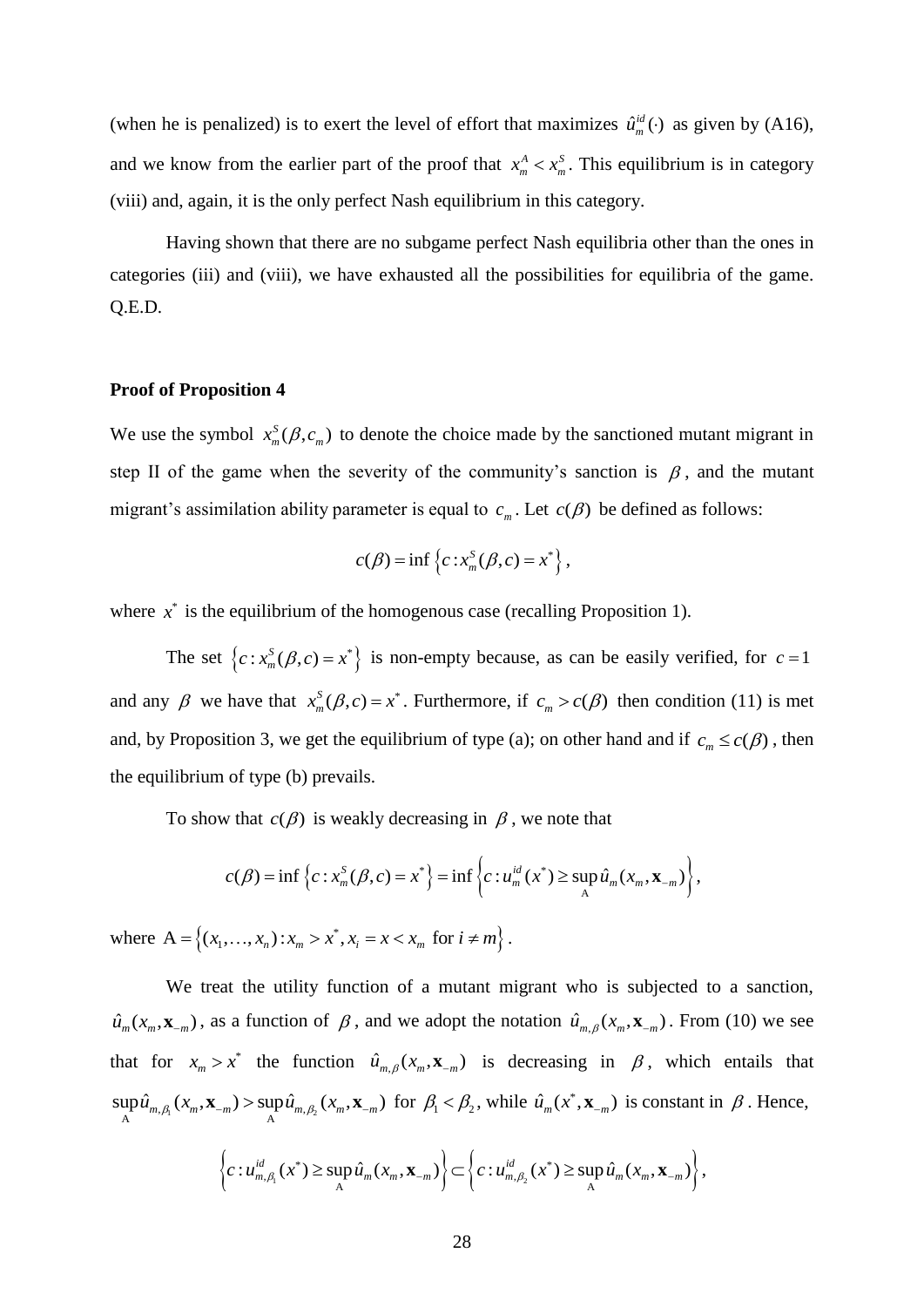(when he is penalized) is to exert the level of effort that maximizes $\hat{u}_m^{id}(\cdot)$ as given by (A16), and we know from the earlier part of the proof that $x_m^A < x_m^S$. This equilibrium is in category (viii) and, again, it is the only perfect Nash equilibrium in this category.

Having shown that there are no subgame perfect Nash equilibria other than the ones in categories (iii) and (viii), we have exhausted all the possibilities for equilibria of the game. Q.E.D.

**Proof of Proposition 4**

We use the symbol $x_m^S(\beta, c_m)$ to denote the choice made by the sanctioned mutant migrant in step II of the game when the severity of the community's sanction is $\beta$, and the mutant migrant's assimilation ability parameter is equal to $c_m$. Let $c(\beta)$ be defined as follows:

$$c(\beta) = \inf\left\{c : x_m^S(\beta, c) = x^*\right\},$$

where $x^*$ is the equilibrium of the homogenous case (recalling Proposition 1).

The set $\left\{c : x_m^S(\beta, c) = x^*\right\}$ is non-empty because, as can be easily verified, for $c = 1$ and any $\beta$ we have that $x_m^S(\beta, c) = x^*$. Furthermore, if $c_m > c(\beta)$ then condition (11) is met and, by Proposition 3, we get the equilibrium of type (a); on other hand and if $c_m \leq c(\beta)$, then the equilibrium of type (b) prevails.

To show that $c(\beta)$ is weakly decreasing in $\beta$, we note that

$$c(\beta) = \inf\left\{c : x_m^S(\beta, c) = x^*\right\} = \inf\left\{c : u_m^{id}(x^*) \geq \sup_{\mathrm{A}} \hat{u}_m(x_m, \mathbf{x}_{-m})\right\},$$

where $\mathrm{A} = \left\{(x_1, \ldots, x_n) : x_m > x^*, x_i = x < x_m \text{ for } i \neq m\right\}$.

We treat the utility function of a mutant migrant who is subjected to a sanction, $\hat{u}_m(x_m, \mathbf{x}_{-m})$, as a function of $\beta$, and we adopt the notation $\hat{u}_{m,\beta}(x_m, \mathbf{x}_{-m})$. From (10) we see that for $x_m > x^*$ the function $\hat{u}_{m,\beta}(x_m, \mathbf{x}_{-m})$ is decreasing in $\beta$, which entails that $\sup_{\mathrm{A}} \hat{u}_{m,\beta_1}(x_m, \mathbf{x}_{-m}) > \sup_{\mathrm{A}} \hat{u}_{m,\beta_2}(x_m, \mathbf{x}_{-m})$ for $\beta_1 < \beta_2$, while $\hat{u}_m(x^*, \mathbf{x}_{-m})$ is constant in $\beta$. Hence,

$$\left\{c : u_{m,\beta_1}^{id}(x^*) \geq \sup_{\mathrm{A}} \hat{u}_m(x_m, \mathbf{x}_{-m})\right\} \subset \left\{c : u_{m,\beta_2}^{id}(x^*) \geq \sup_{\mathrm{A}} \hat{u}_m(x_m, \mathbf{x}_{-m})\right\},$$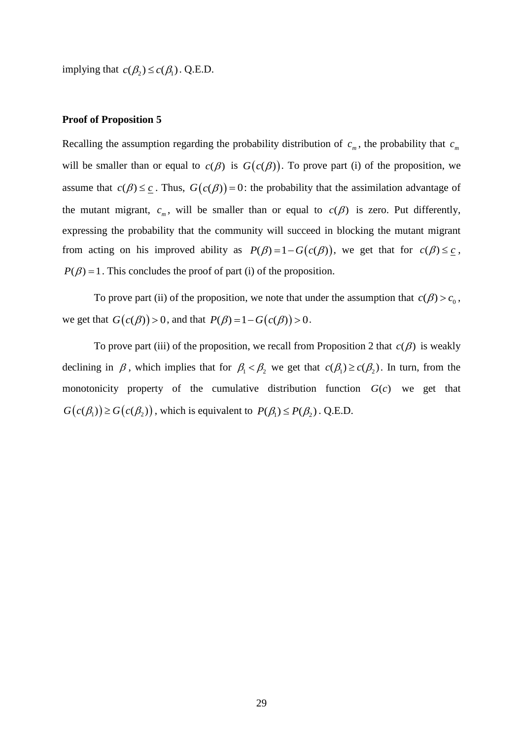implying that $c(\beta_2) \le c(\beta_1)$. Q.E.D.

**Proof of Proposition 5**

Recalling the assumption regarding the probability distribution of $c_m$, the probability that $c_m$ will be smaller than or equal to $c(\beta)$ is $G\big(c(\beta)\big)$. To prove part (i) of the proposition, we assume that $c(\beta) \le \underline{c}$. Thus, $G\big(c(\beta)\big) = 0$: the probability that the assimilation advantage of the mutant migrant, $c_m$, will be smaller than or equal to $c(\beta)$ is zero. Put differently, expressing the probability that the community will succeed in blocking the mutant migrant from acting on his improved ability as $P(\beta) = 1 - G\big(c(\beta)\big)$, we get that for $c(\beta) \le \underline{c}$, $P(\beta) = 1$. This concludes the proof of part (i) of the proposition.

To prove part (ii) of the proposition, we note that under the assumption that $c(\beta) > c_0$, we get that $G\big(c(\beta)\big) > 0$, and that $P(\beta) = 1 - G\big(c(\beta)\big) > 0$.

To prove part (iii) of the proposition, we recall from Proposition 2 that $c(\beta)$ is weakly declining in $\beta$, which implies that for $\beta_1 < \beta_2$ we get that $c(\beta_1) \ge c(\beta_2)$. In turn, from the monotonicity property of the cumulative distribution function $G(c)$ we get that $G\big(c(\beta_1)\big) \ge G\big(c(\beta_2)\big)$, which is equivalent to $P(\beta_1) \le P(\beta_2)$. Q.E.D.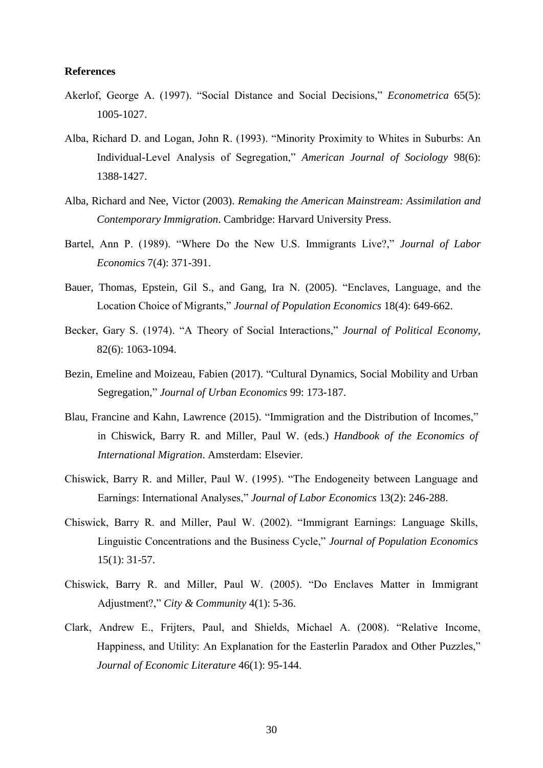**References**

Akerlof, George A. (1997). "Social Distance and Social Decisions," *Econometrica* 65(5): 1005-1027.

Alba, Richard D. and Logan, John R. (1993). "Minority Proximity to Whites in Suburbs: An Individual-Level Analysis of Segregation," *American Journal of Sociology* 98(6): 1388-1427.

Alba, Richard and Nee, Victor (2003). *Remaking the American Mainstream: Assimilation and Contemporary Immigration*. Cambridge: Harvard University Press.

Bartel, Ann P. (1989). "Where Do the New U.S. Immigrants Live?," *Journal of Labor Economics* 7(4): 371-391.

Bauer, Thomas, Epstein, Gil S., and Gang, Ira N. (2005). "Enclaves, Language, and the Location Choice of Migrants," *Journal of Population Economics* 18(4): 649-662.

Becker, Gary S. (1974). "A Theory of Social Interactions," *Journal of Political Economy,* 82(6): 1063-1094.

Bezin, Emeline and Moizeau, Fabien (2017). "Cultural Dynamics, Social Mobility and Urban Segregation," *Journal of Urban Economics* 99: 173-187.

Blau, Francine and Kahn, Lawrence (2015). "Immigration and the Distribution of Incomes," in Chiswick, Barry R. and Miller, Paul W. (eds.) *Handbook of the Economics of International Migration*. Amsterdam: Elsevier.

Chiswick, Barry R. and Miller, Paul W. (1995). "The Endogeneity between Language and Earnings: International Analyses," *Journal of Labor Economics* 13(2): 246-288.

Chiswick, Barry R. and Miller, Paul W. (2002). "Immigrant Earnings: Language Skills, Linguistic Concentrations and the Business Cycle," *Journal of Population Economics* 15(1): 31-57.

Chiswick, Barry R. and Miller, Paul W. (2005). "Do Enclaves Matter in Immigrant Adjustment?," *City & Community* 4(1): 5-36.

Clark, Andrew E., Frijters, Paul, and Shields, Michael A. (2008). "Relative Income, Happiness, and Utility: An Explanation for the Easterlin Paradox and Other Puzzles," *Journal of Economic Literature* 46(1): 95-144.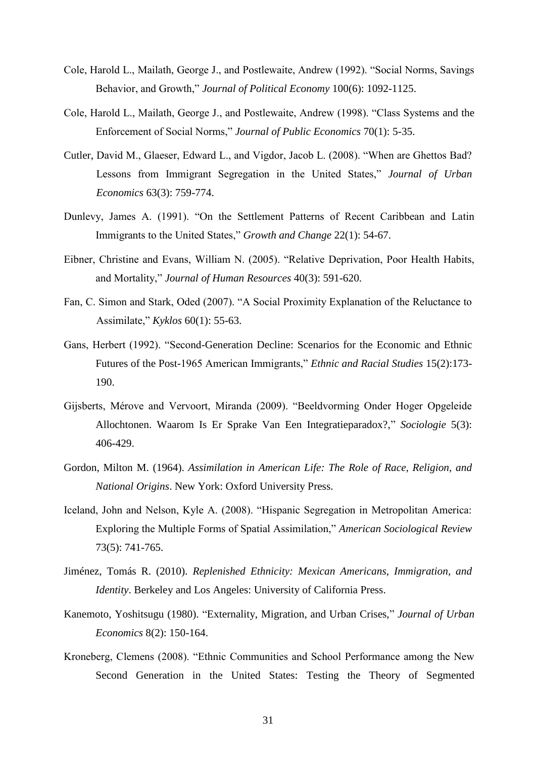Cole, Harold L., Mailath, George J., and Postlewaite, Andrew (1992). "Social Norms, Savings Behavior, and Growth," *Journal of Political Economy* 100(6): 1092-1125.

Cole, Harold L., Mailath, George J., and Postlewaite, Andrew (1998). "Class Systems and the Enforcement of Social Norms," *Journal of Public Economics* 70(1): 5-35.

Cutler, David M., Glaeser, Edward L., and Vigdor, Jacob L. (2008). "When are Ghettos Bad? Lessons from Immigrant Segregation in the United States," *Journal of Urban Economics* 63(3): 759-774.

Dunlevy, James A. (1991). "On the Settlement Patterns of Recent Caribbean and Latin Immigrants to the United States," *Growth and Change* 22(1): 54-67.

Eibner, Christine and Evans, William N. (2005). "Relative Deprivation, Poor Health Habits, and Mortality," *Journal of Human Resources* 40(3): 591-620.

Fan, C. Simon and Stark, Oded (2007). "A Social Proximity Explanation of the Reluctance to Assimilate," *Kyklos* 60(1): 55-63.

Gans, Herbert (1992). "Second-Generation Decline: Scenarios for the Economic and Ethnic Futures of the Post-1965 American Immigrants," *Ethnic and Racial Studies* 15(2):173-190.

Gijsberts, Mérove and Vervoort, Miranda (2009). "Beeldvorming Onder Hoger Opgeleide Allochtonen. Waarom Is Er Sprake Van Een Integratieparadox?," *Sociologie* 5(3): 406-429.

Gordon, Milton M. (1964). *Assimilation in American Life: The Role of Race, Religion, and National Origins*. New York: Oxford University Press.

Iceland, John and Nelson, Kyle A. (2008). "Hispanic Segregation in Metropolitan America: Exploring the Multiple Forms of Spatial Assimilation," *American Sociological Review* 73(5): 741-765.

Jiménez, Tomás R. (2010). *Replenished Ethnicity: Mexican Americans, Immigration, and Identity*. Berkeley and Los Angeles: University of California Press.

Kanemoto, Yoshitsugu (1980). "Externality, Migration, and Urban Crises," *Journal of Urban Economics* 8(2): 150-164.

Kroneberg, Clemens (2008). "Ethnic Communities and School Performance among the New Second Generation in the United States: Testing the Theory of Segmented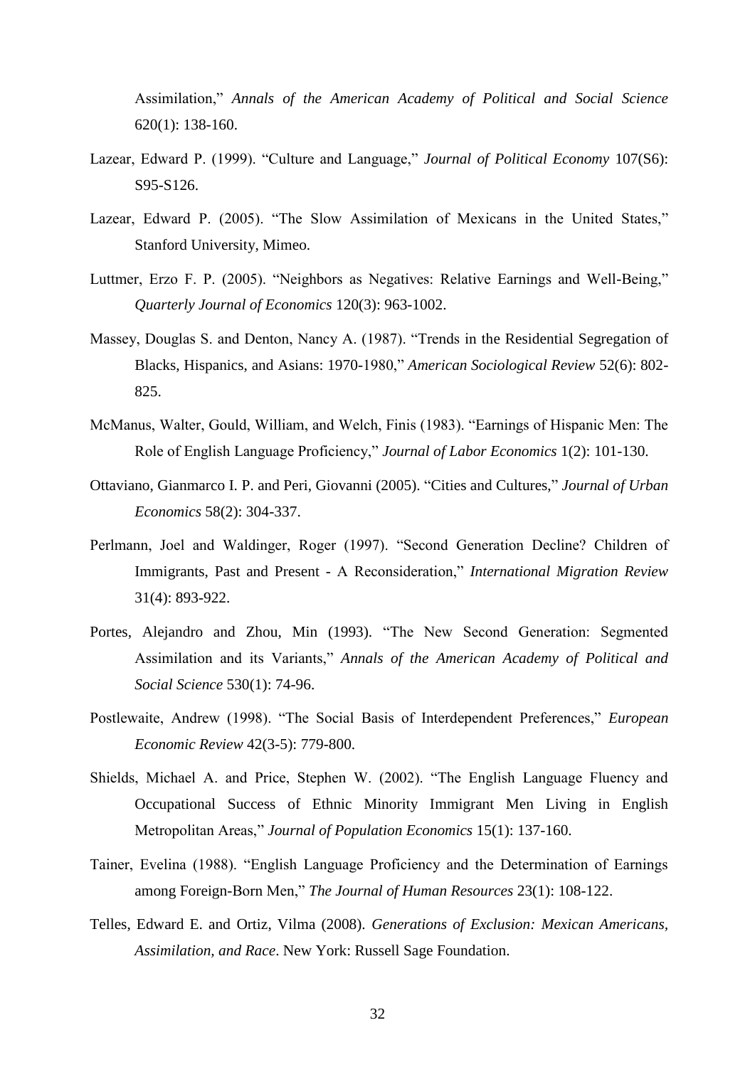Assimilation," *Annals of the American Academy of Political and Social Science* 620(1): 138-160.

Lazear, Edward P. (1999). "Culture and Language," *Journal of Political Economy* 107(S6): S95-S126.

Lazear, Edward P. (2005). "The Slow Assimilation of Mexicans in the United States," Stanford University, Mimeo.

Luttmer, Erzo F. P. (2005). "Neighbors as Negatives: Relative Earnings and Well-Being," *Quarterly Journal of Economics* 120(3): 963-1002.

Massey, Douglas S. and Denton, Nancy A. (1987). "Trends in the Residential Segregation of Blacks, Hispanics, and Asians: 1970-1980," *American Sociological Review* 52(6): 802-825.

McManus, Walter, Gould, William, and Welch, Finis (1983). "Earnings of Hispanic Men: The Role of English Language Proficiency," *Journal of Labor Economics* 1(2): 101-130.

Ottaviano, Gianmarco I. P. and Peri, Giovanni (2005). "Cities and Cultures," *Journal of Urban Economics* 58(2): 304-337.

Perlmann, Joel and Waldinger, Roger (1997). "Second Generation Decline? Children of Immigrants, Past and Present - A Reconsideration," *International Migration Review* 31(4): 893-922.

Portes, Alejandro and Zhou, Min (1993). "The New Second Generation: Segmented Assimilation and its Variants," *Annals of the American Academy of Political and Social Science* 530(1): 74-96.

Postlewaite, Andrew (1998). "The Social Basis of Interdependent Preferences," *European Economic Review* 42(3-5): 779-800.

Shields, Michael A. and Price, Stephen W. (2002). "The English Language Fluency and Occupational Success of Ethnic Minority Immigrant Men Living in English Metropolitan Areas," *Journal of Population Economics* 15(1): 137-160.

Tainer, Evelina (1988). "English Language Proficiency and the Determination of Earnings among Foreign-Born Men," *The Journal of Human Resources* 23(1): 108-122.

Telles, Edward E. and Ortiz, Vilma (2008). *Generations of Exclusion: Mexican Americans, Assimilation, and Race*. New York: Russell Sage Foundation.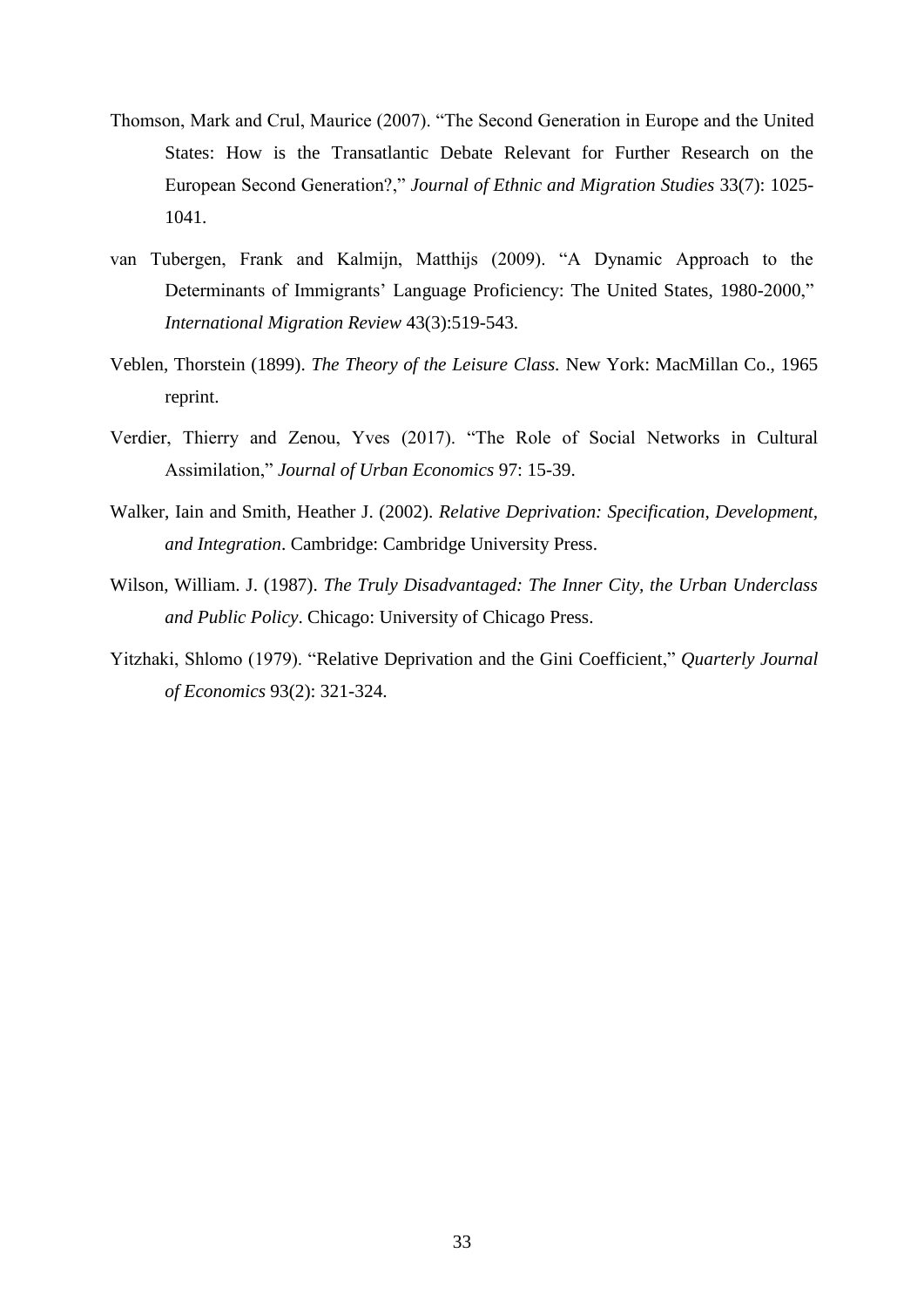Thomson, Mark and Crul, Maurice (2007). "The Second Generation in Europe and the United States: How is the Transatlantic Debate Relevant for Further Research on the European Second Generation?," *Journal of Ethnic and Migration Studies* 33(7): 1025-1041.

van Tubergen, Frank and Kalmijn, Matthijs (2009). "A Dynamic Approach to the Determinants of Immigrants' Language Proficiency: The United States, 1980-2000," *International Migration Review* 43(3):519-543.

Veblen, Thorstein (1899). *The Theory of the Leisure Class*. New York: MacMillan Co., 1965 reprint.

Verdier, Thierry and Zenou, Yves (2017). "The Role of Social Networks in Cultural Assimilation," *Journal of Urban Economics* 97: 15-39.

Walker, Iain and Smith, Heather J. (2002). *Relative Deprivation: Specification, Development, and Integration*. Cambridge: Cambridge University Press.

Wilson, William. J. (1987). *The Truly Disadvantaged: The Inner City, the Urban Underclass and Public Policy*. Chicago: University of Chicago Press.

Yitzhaki, Shlomo (1979). "Relative Deprivation and the Gini Coefficient," *Quarterly Journal of Economics* 93(2): 321-324.